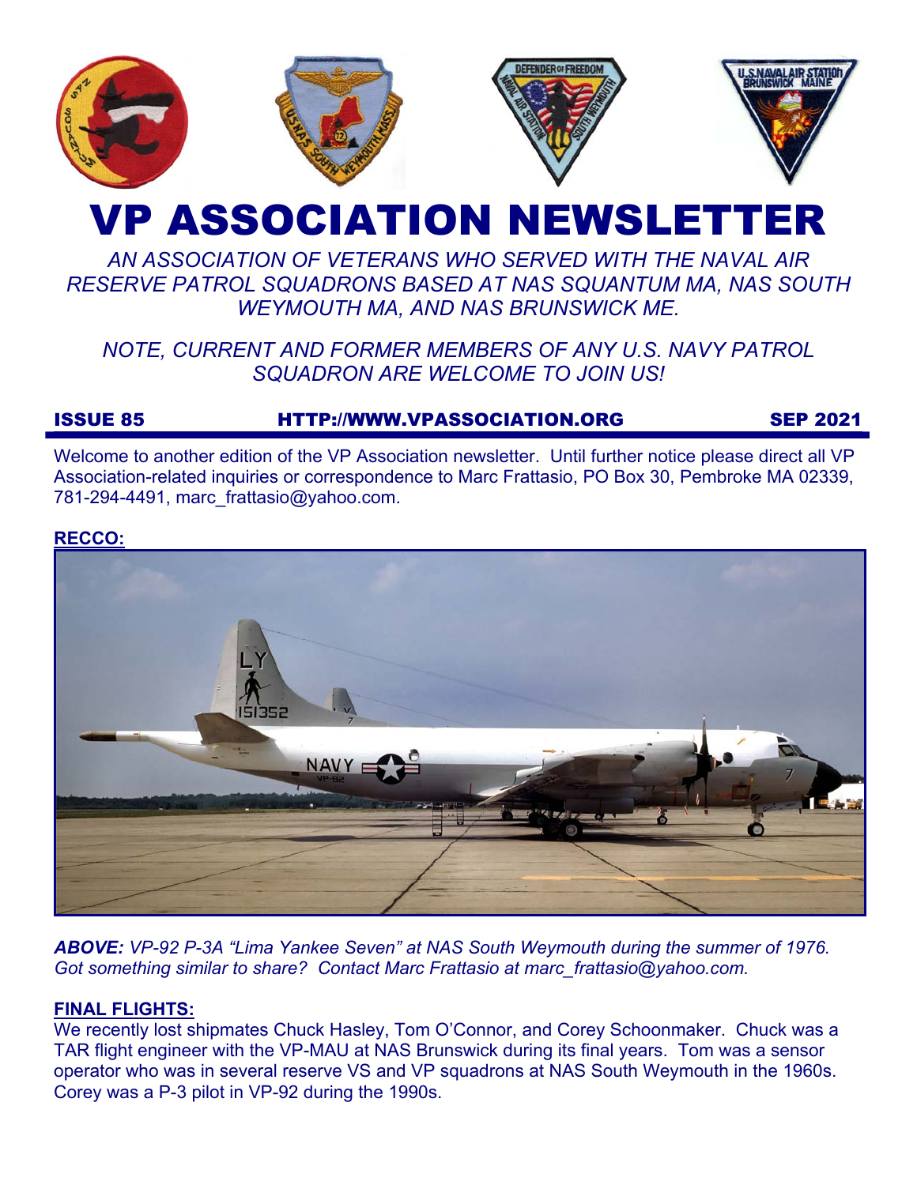# VP ASSOCIATION NEWSLETTER

*AN ASSOCIATION OF VETERANS WHO SERVED WITH THE NAVAL AIR RESERVE PATROL SQUADRONS BASED AT NAS SQUANTUM MA, NAS SOUTH WEYMOUTH MA, AND NAS BRUNSWICK ME.*

*NOTE, CURRENT AND FORMER MEMBERS OF ANY U.S. NAVY PATROL SQUADRON ARE WELCOME TO JOIN US!*

**ISSUE 85** **HTTP://WWW.VPASSOCIATION.ORG** **SEP 2021**

Welcome to another edition of the VP Association newsletter. Until further notice please direct all VP Association-related inquiries or correspondence to Marc Frattasio, PO Box 30, Pembroke MA 02339, 781-294-4491, marc_frattasio@yahoo.com.

## RECCO:

***ABOVE:*** *VP-92 P-3A "Lima Yankee Seven" at NAS South Weymouth during the summer of 1976. Got something similar to share? Contact Marc Frattasio at marc_frattasio@yahoo.com.*

## FINAL FLIGHTS:

We recently lost shipmates Chuck Hasley, Tom O'Connor, and Corey Schoonmaker. Chuck was a TAR flight engineer with the VP-MAU at NAS Brunswick during its final years. Tom was a sensor operator who was in several reserve VS and VP squadrons at NAS South Weymouth in the 1960s. Corey was a P-3 pilot in VP-92 during the 1990s.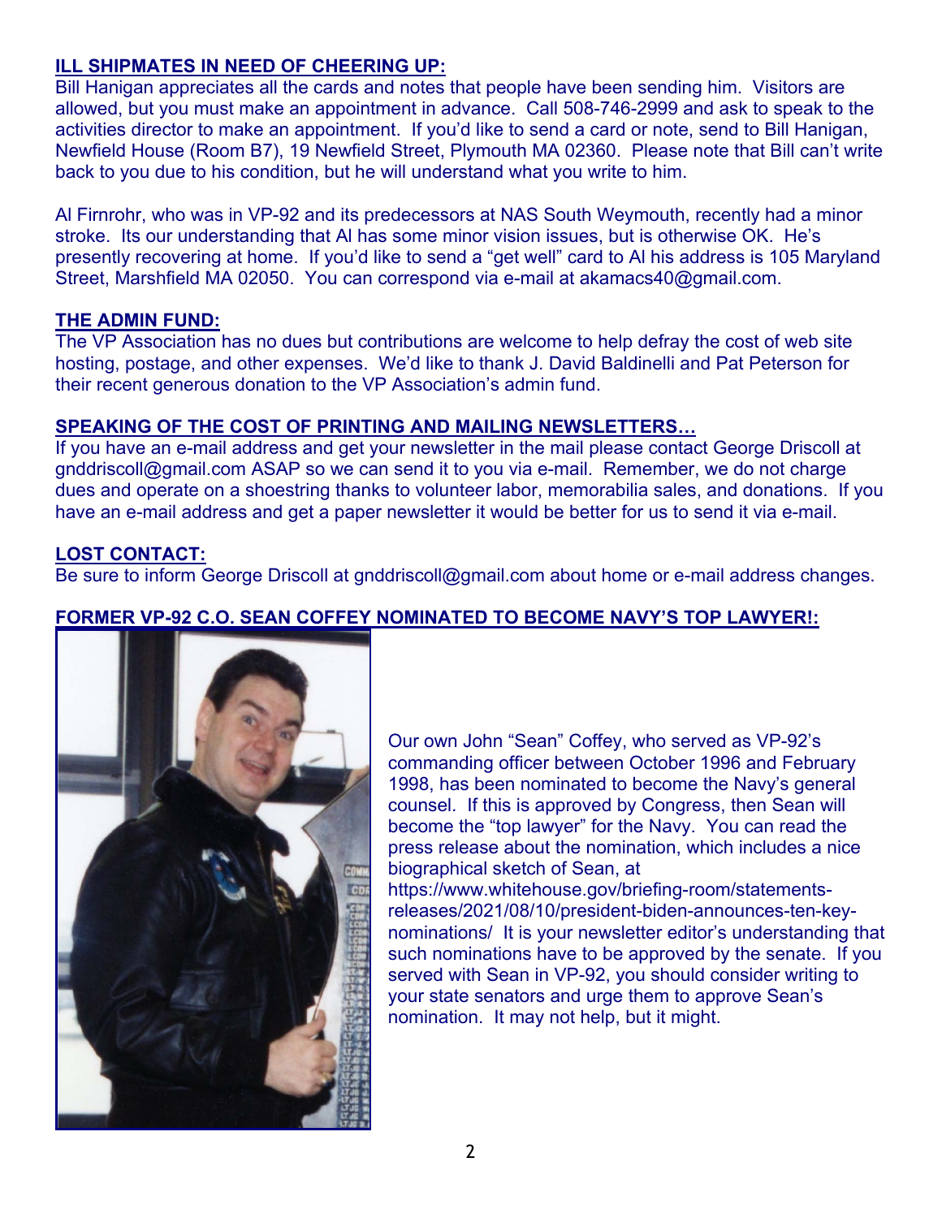## ILL SHIPMATES IN NEED OF CHEERING UP:

Bill Hanigan appreciates all the cards and notes that people have been sending him. Visitors are allowed, but you must make an appointment in advance. Call 508-746-2999 and ask to speak to the activities director to make an appointment. If you'd like to send a card or note, send to Bill Hanigan, Newfield House (Room B7), 19 Newfield Street, Plymouth MA 02360. Please note that Bill can't write back to you due to his condition, but he will understand what you write to him.

Al Firnrohr, who was in VP-92 and its predecessors at NAS South Weymouth, recently had a minor stroke. Its our understanding that Al has some minor vision issues, but is otherwise OK. He's presently recovering at home. If you'd like to send a "get well" card to Al his address is 105 Maryland Street, Marshfield MA 02050. You can correspond via e-mail at akamacs40@gmail.com.

## THE ADMIN FUND:

The VP Association has no dues but contributions are welcome to help defray the cost of web site hosting, postage, and other expenses. We'd like to thank J. David Baldinelli and Pat Peterson for their recent generous donation to the VP Association's admin fund.

## SPEAKING OF THE COST OF PRINTING AND MAILING NEWSLETTERS…

If you have an e-mail address and get your newsletter in the mail please contact George Driscoll at gnddriscoll@gmail.com ASAP so we can send it to you via e-mail. Remember, we do not charge dues and operate on a shoestring thanks to volunteer labor, memorabilia sales, and donations. If you have an e-mail address and get a paper newsletter it would be better for us to send it via e-mail.

## LOST CONTACT:

Be sure to inform George Driscoll at gnddriscoll@gmail.com about home or e-mail address changes.

## FORMER VP-92 C.O. SEAN COFFEY NOMINATED TO BECOME NAVY'S TOP LAWYER!:

Our own John "Sean" Coffey, who served as VP-92's commanding officer between October 1996 and February 1998, has been nominated to become the Navy's general counsel. If this is approved by Congress, then Sean will become the "top lawyer" for the Navy. You can read the press release about the nomination, which includes a nice biographical sketch of Sean, at https://www.whitehouse.gov/briefing-room/statements-releases/2021/08/10/president-biden-announces-ten-key-nominations/ It is your newsletter editor's understanding that such nominations have to be approved by the senate. If you served with Sean in VP-92, you should consider writing to your state senators and urge them to approve Sean's nomination. It may not help, but it might.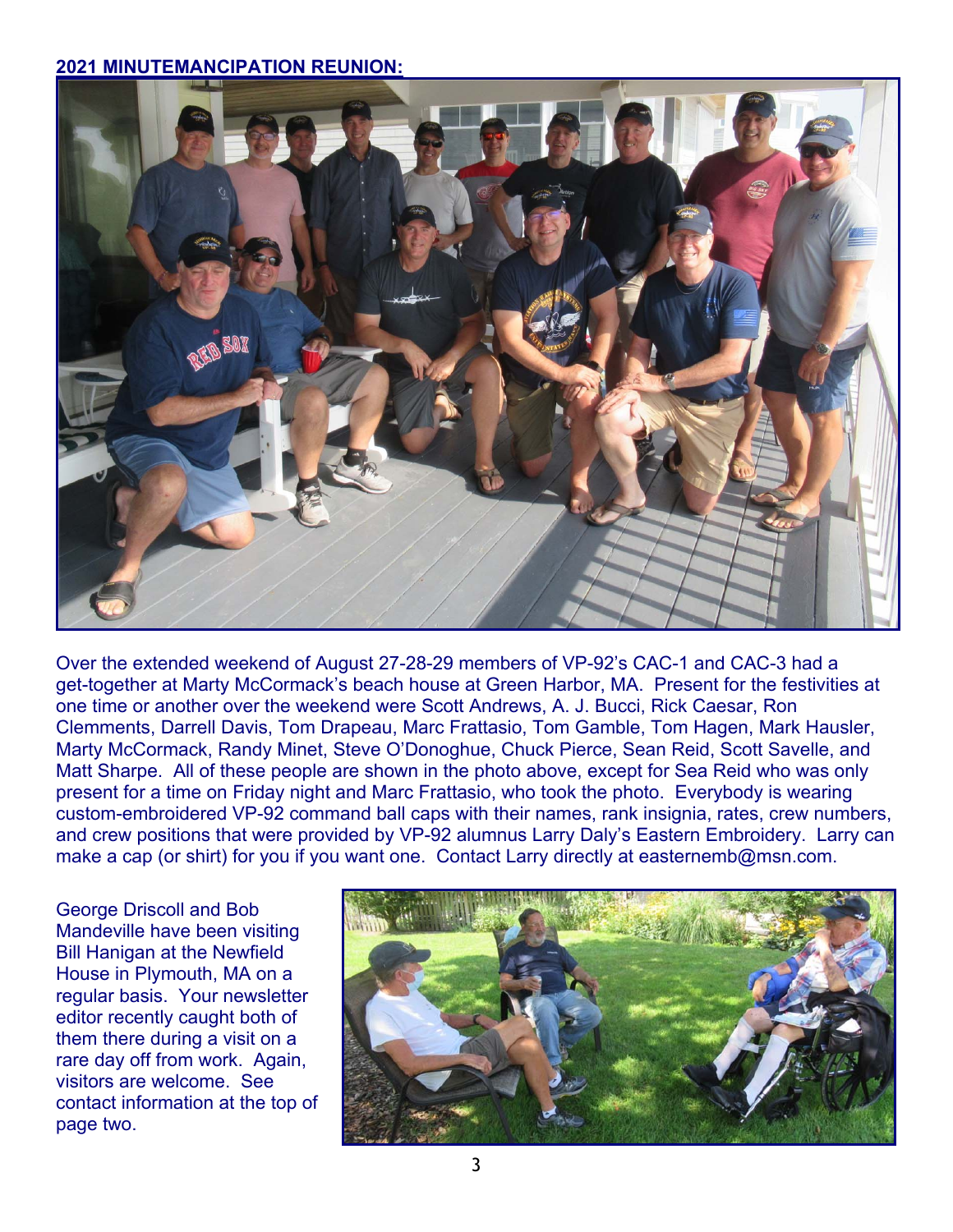**2021 MINUTEMANCIPATION REUNION:**

Over the extended weekend of August 27-28-29 members of VP-92's CAC-1 and CAC-3 had a get-together at Marty McCormack's beach house at Green Harbor, MA. Present for the festivities at one time or another over the weekend were Scott Andrews, A. J. Bucci, Rick Caesar, Ron Clemments, Darrell Davis, Tom Drapeau, Marc Frattasio, Tom Gamble, Tom Hagen, Mark Hausler, Marty McCormack, Randy Minet, Steve O'Donoghue, Chuck Pierce, Sean Reid, Scott Savelle, and Matt Sharpe. All of these people are shown in the photo above, except for Sea Reid who was only present for a time on Friday night and Marc Frattasio, who took the photo. Everybody is wearing custom-embroidered VP-92 command ball caps with their names, rank insignia, rates, crew numbers, and crew positions that were provided by VP-92 alumnus Larry Daly's Eastern Embroidery. Larry can make a cap (or shirt) for you if you want one. Contact Larry directly at easternemb@msn.com.

George Driscoll and Bob Mandeville have been visiting Bill Hanigan at the Newfield House in Plymouth, MA on a regular basis. Your newsletter editor recently caught both of them there during a visit on a rare day off from work. Again, visitors are welcome. See contact information at the top of page two.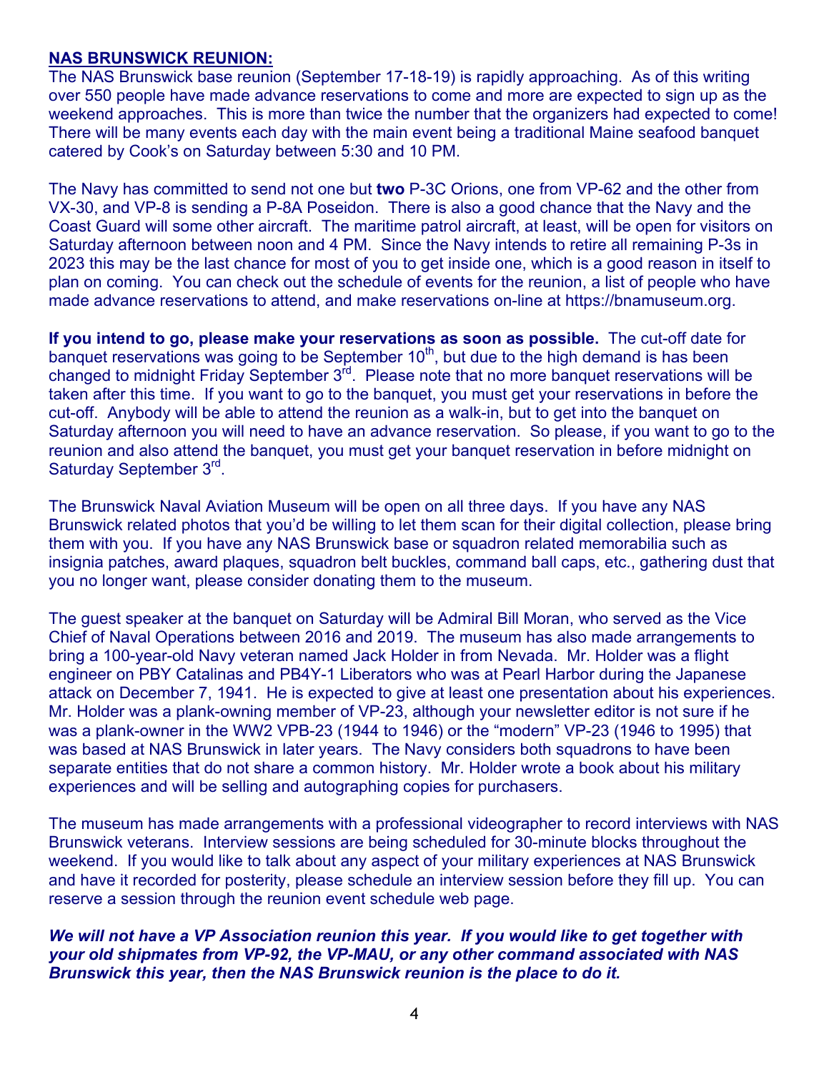## NAS BRUNSWICK REUNION:

The NAS Brunswick base reunion (September 17-18-19) is rapidly approaching. As of this writing over 550 people have made advance reservations to come and more are expected to sign up as the weekend approaches. This is more than twice the number that the organizers had expected to come! There will be many events each day with the main event being a traditional Maine seafood banquet catered by Cook's on Saturday between 5:30 and 10 PM.

The Navy has committed to send not one but **two** P-3C Orions, one from VP-62 and the other from VX-30, and VP-8 is sending a P-8A Poseidon. There is also a good chance that the Navy and the Coast Guard will some other aircraft. The maritime patrol aircraft, at least, will be open for visitors on Saturday afternoon between noon and 4 PM. Since the Navy intends to retire all remaining P-3s in 2023 this may be the last chance for most of you to get inside one, which is a good reason in itself to plan on coming. You can check out the schedule of events for the reunion, a list of people who have made advance reservations to attend, and make reservations on-line at https://bnamuseum.org.

**If you intend to go, please make your reservations as soon as possible.** The cut-off date for banquet reservations was going to be September 10th, but due to the high demand is has been changed to midnight Friday September 3rd. Please note that no more banquet reservations will be taken after this time. If you want to go to the banquet, you must get your reservations in before the cut-off. Anybody will be able to attend the reunion as a walk-in, but to get into the banquet on Saturday afternoon you will need to have an advance reservation. So please, if you want to go to the reunion and also attend the banquet, you must get your banquet reservation in before midnight on Saturday September 3rd.

The Brunswick Naval Aviation Museum will be open on all three days. If you have any NAS Brunswick related photos that you'd be willing to let them scan for their digital collection, please bring them with you. If you have any NAS Brunswick base or squadron related memorabilia such as insignia patches, award plaques, squadron belt buckles, command ball caps, etc., gathering dust that you no longer want, please consider donating them to the museum.

The guest speaker at the banquet on Saturday will be Admiral Bill Moran, who served as the Vice Chief of Naval Operations between 2016 and 2019. The museum has also made arrangements to bring a 100-year-old Navy veteran named Jack Holder in from Nevada. Mr. Holder was a flight engineer on PBY Catalinas and PB4Y-1 Liberators who was at Pearl Harbor during the Japanese attack on December 7, 1941. He is expected to give at least one presentation about his experiences. Mr. Holder was a plank-owning member of VP-23, although your newsletter editor is not sure if he was a plank-owner in the WW2 VPB-23 (1944 to 1946) or the "modern" VP-23 (1946 to 1995) that was based at NAS Brunswick in later years. The Navy considers both squadrons to have been separate entities that do not share a common history. Mr. Holder wrote a book about his military experiences and will be selling and autographing copies for purchasers.

The museum has made arrangements with a professional videographer to record interviews with NAS Brunswick veterans. Interview sessions are being scheduled for 30-minute blocks throughout the weekend. If you would like to talk about any aspect of your military experiences at NAS Brunswick and have it recorded for posterity, please schedule an interview session before they fill up. You can reserve a session through the reunion event schedule web page.

***We will not have a VP Association reunion this year. If you would like to get together with your old shipmates from VP-92, the VP-MAU, or any other command associated with NAS Brunswick this year, then the NAS Brunswick reunion is the place to do it.***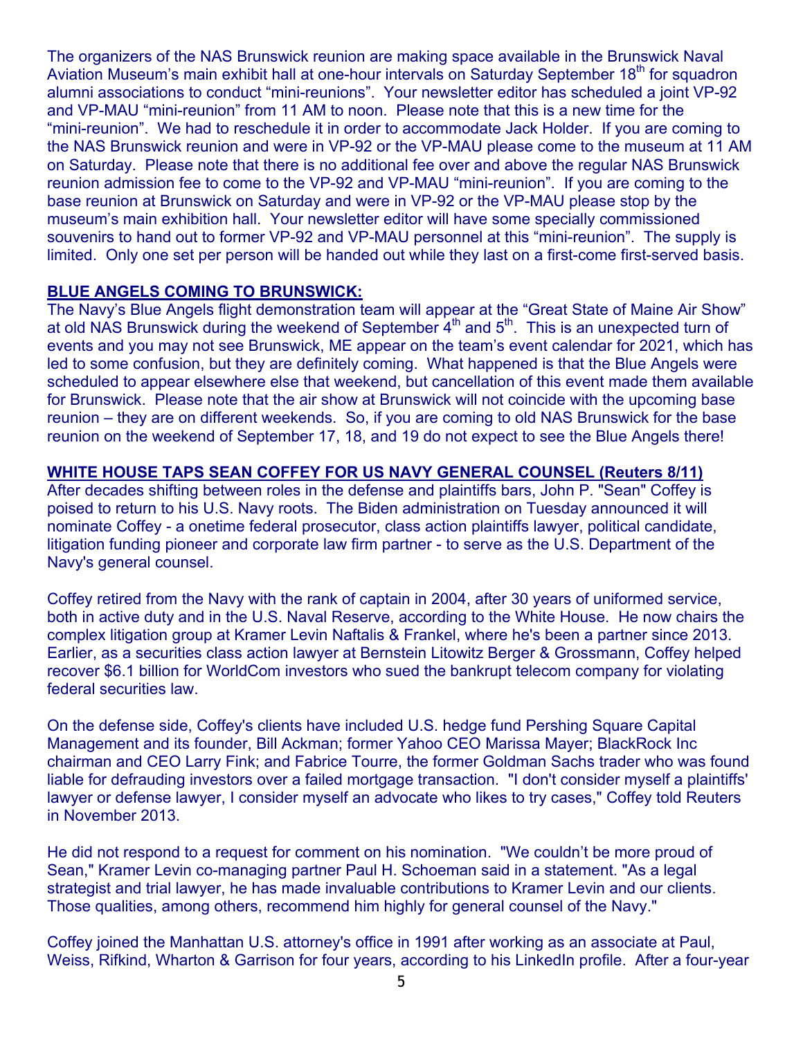The organizers of the NAS Brunswick reunion are making space available in the Brunswick Naval Aviation Museum's main exhibit hall at one-hour intervals on Saturday September 18th for squadron alumni associations to conduct "mini-reunions". Your newsletter editor has scheduled a joint VP-92 and VP-MAU "mini-reunion" from 11 AM to noon. Please note that this is a new time for the "mini-reunion". We had to reschedule it in order to accommodate Jack Holder. If you are coming to the NAS Brunswick reunion and were in VP-92 or the VP-MAU please come to the museum at 11 AM on Saturday. Please note that there is no additional fee over and above the regular NAS Brunswick reunion admission fee to come to the VP-92 and VP-MAU "mini-reunion". If you are coming to the base reunion at Brunswick on Saturday and were in VP-92 or the VP-MAU please stop by the museum's main exhibition hall. Your newsletter editor will have some specially commissioned souvenirs to hand out to former VP-92 and VP-MAU personnel at this "mini-reunion". The supply is limited. Only one set per person will be handed out while they last on a first-come first-served basis.

**BLUE ANGELS COMING TO BRUNSWICK:**

The Navy's Blue Angels flight demonstration team will appear at the "Great State of Maine Air Show" at old NAS Brunswick during the weekend of September 4th and 5th. This is an unexpected turn of events and you may not see Brunswick, ME appear on the team's event calendar for 2021, which has led to some confusion, but they are definitely coming. What happened is that the Blue Angels were scheduled to appear elsewhere else that weekend, but cancellation of this event made them available for Brunswick. Please note that the air show at Brunswick will not coincide with the upcoming base reunion – they are on different weekends. So, if you are coming to old NAS Brunswick for the base reunion on the weekend of September 17, 18, and 19 do not expect to see the Blue Angels there!

**WHITE HOUSE TAPS SEAN COFFEY FOR US NAVY GENERAL COUNSEL (Reuters 8/11)**

After decades shifting between roles in the defense and plaintiffs bars, John P. "Sean" Coffey is poised to return to his U.S. Navy roots. The Biden administration on Tuesday announced it will nominate Coffey - a onetime federal prosecutor, class action plaintiffs lawyer, political candidate, litigation funding pioneer and corporate law firm partner - to serve as the U.S. Department of the Navy's general counsel.

Coffey retired from the Navy with the rank of captain in 2004, after 30 years of uniformed service, both in active duty and in the U.S. Naval Reserve, according to the White House. He now chairs the complex litigation group at Kramer Levin Naftalis & Frankel, where he's been a partner since 2013. Earlier, as a securities class action lawyer at Bernstein Litowitz Berger & Grossmann, Coffey helped recover $6.1 billion for WorldCom investors who sued the bankrupt telecom company for violating federal securities law.

On the defense side, Coffey's clients have included U.S. hedge fund Pershing Square Capital Management and its founder, Bill Ackman; former Yahoo CEO Marissa Mayer; BlackRock Inc chairman and CEO Larry Fink; and Fabrice Tourre, the former Goldman Sachs trader who was found liable for defrauding investors over a failed mortgage transaction. "I don't consider myself a plaintiffs' lawyer or defense lawyer, I consider myself an advocate who likes to try cases," Coffey told Reuters in November 2013.

He did not respond to a request for comment on his nomination. "We couldn't be more proud of Sean," Kramer Levin co-managing partner Paul H. Schoeman said in a statement. "As a legal strategist and trial lawyer, he has made invaluable contributions to Kramer Levin and our clients. Those qualities, among others, recommend him highly for general counsel of the Navy."

Coffey joined the Manhattan U.S. attorney's office in 1991 after working as an associate at Paul, Weiss, Rifkind, Wharton & Garrison for four years, according to his LinkedIn profile. After a four-year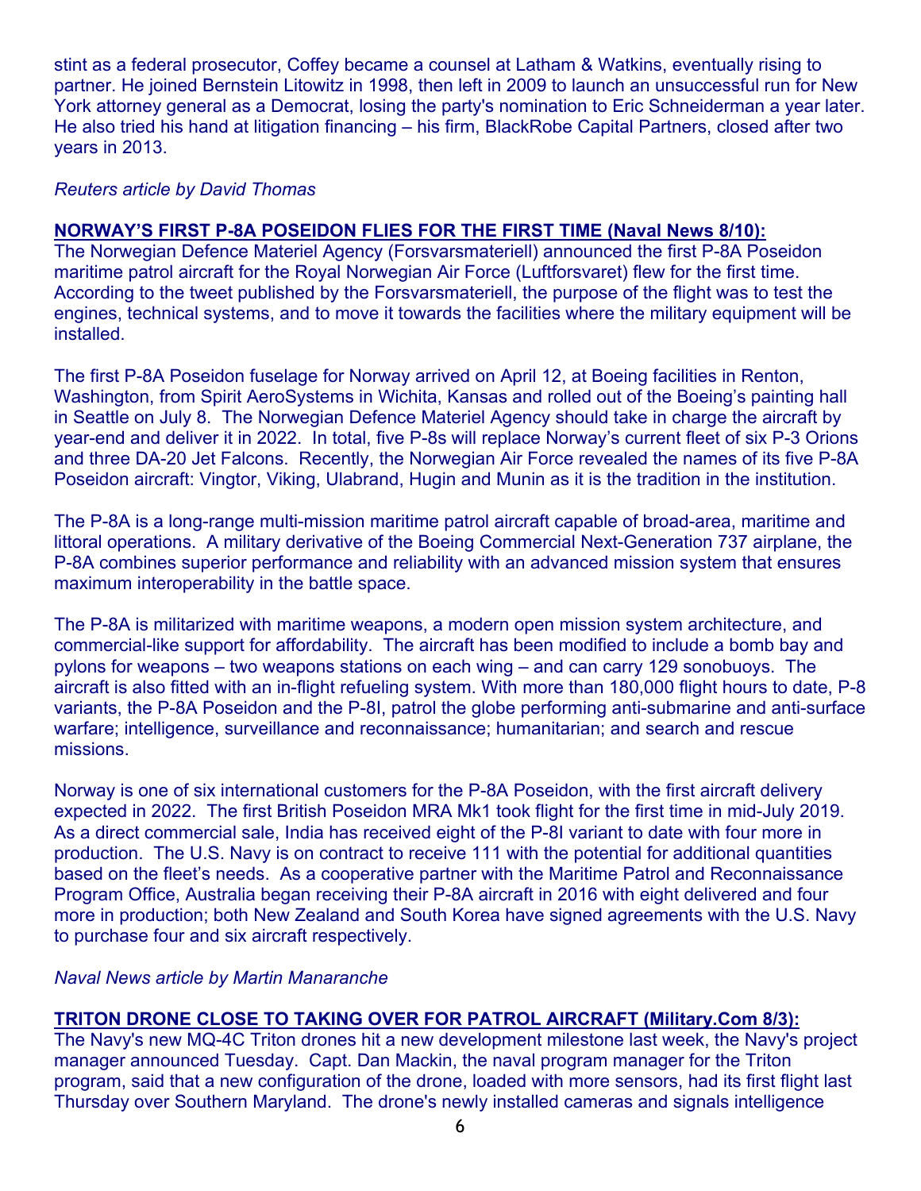stint as a federal prosecutor, Coffey became a counsel at Latham & Watkins, eventually rising to partner. He joined Bernstein Litowitz in 1998, then left in 2009 to launch an unsuccessful run for New York attorney general as a Democrat, losing the party's nomination to Eric Schneiderman a year later. He also tried his hand at litigation financing – his firm, BlackRobe Capital Partners, closed after two years in 2013.

*Reuters article by David Thomas*

**NORWAY'S FIRST P-8A POSEIDON FLIES FOR THE FIRST TIME (Naval News 8/10):**

The Norwegian Defence Materiel Agency (Forsvarsmateriell) announced the first P-8A Poseidon maritime patrol aircraft for the Royal Norwegian Air Force (Luftforsvaret) flew for the first time. According to the tweet published by the Forsvarsmateriell, the purpose of the flight was to test the engines, technical systems, and to move it towards the facilities where the military equipment will be installed.

The first P-8A Poseidon fuselage for Norway arrived on April 12, at Boeing facilities in Renton, Washington, from Spirit AeroSystems in Wichita, Kansas and rolled out of the Boeing's painting hall in Seattle on July 8. The Norwegian Defence Materiel Agency should take in charge the aircraft by year-end and deliver it in 2022. In total, five P-8s will replace Norway's current fleet of six P-3 Orions and three DA-20 Jet Falcons. Recently, the Norwegian Air Force revealed the names of its five P-8A Poseidon aircraft: Vingtor, Viking, Ulabrand, Hugin and Munin as it is the tradition in the institution.

The P-8A is a long-range multi-mission maritime patrol aircraft capable of broad-area, maritime and littoral operations. A military derivative of the Boeing Commercial Next-Generation 737 airplane, the P-8A combines superior performance and reliability with an advanced mission system that ensures maximum interoperability in the battle space.

The P-8A is militarized with maritime weapons, a modern open mission system architecture, and commercial-like support for affordability. The aircraft has been modified to include a bomb bay and pylons for weapons – two weapons stations on each wing – and can carry 129 sonobuoys. The aircraft is also fitted with an in-flight refueling system. With more than 180,000 flight hours to date, P-8 variants, the P-8A Poseidon and the P-8I, patrol the globe performing anti-submarine and anti-surface warfare; intelligence, surveillance and reconnaissance; humanitarian; and search and rescue missions.

Norway is one of six international customers for the P-8A Poseidon, with the first aircraft delivery expected in 2022. The first British Poseidon MRA Mk1 took flight for the first time in mid-July 2019. As a direct commercial sale, India has received eight of the P-8I variant to date with four more in production. The U.S. Navy is on contract to receive 111 with the potential for additional quantities based on the fleet's needs. As a cooperative partner with the Maritime Patrol and Reconnaissance Program Office, Australia began receiving their P-8A aircraft in 2016 with eight delivered and four more in production; both New Zealand and South Korea have signed agreements with the U.S. Navy to purchase four and six aircraft respectively.

*Naval News article by Martin Manaranche*

**TRITON DRONE CLOSE TO TAKING OVER FOR PATROL AIRCRAFT (Military.Com 8/3):**

The Navy's new MQ-4C Triton drones hit a new development milestone last week, the Navy's project manager announced Tuesday. Capt. Dan Mackin, the naval program manager for the Triton program, said that a new configuration of the drone, loaded with more sensors, had its first flight last Thursday over Southern Maryland. The drone's newly installed cameras and signals intelligence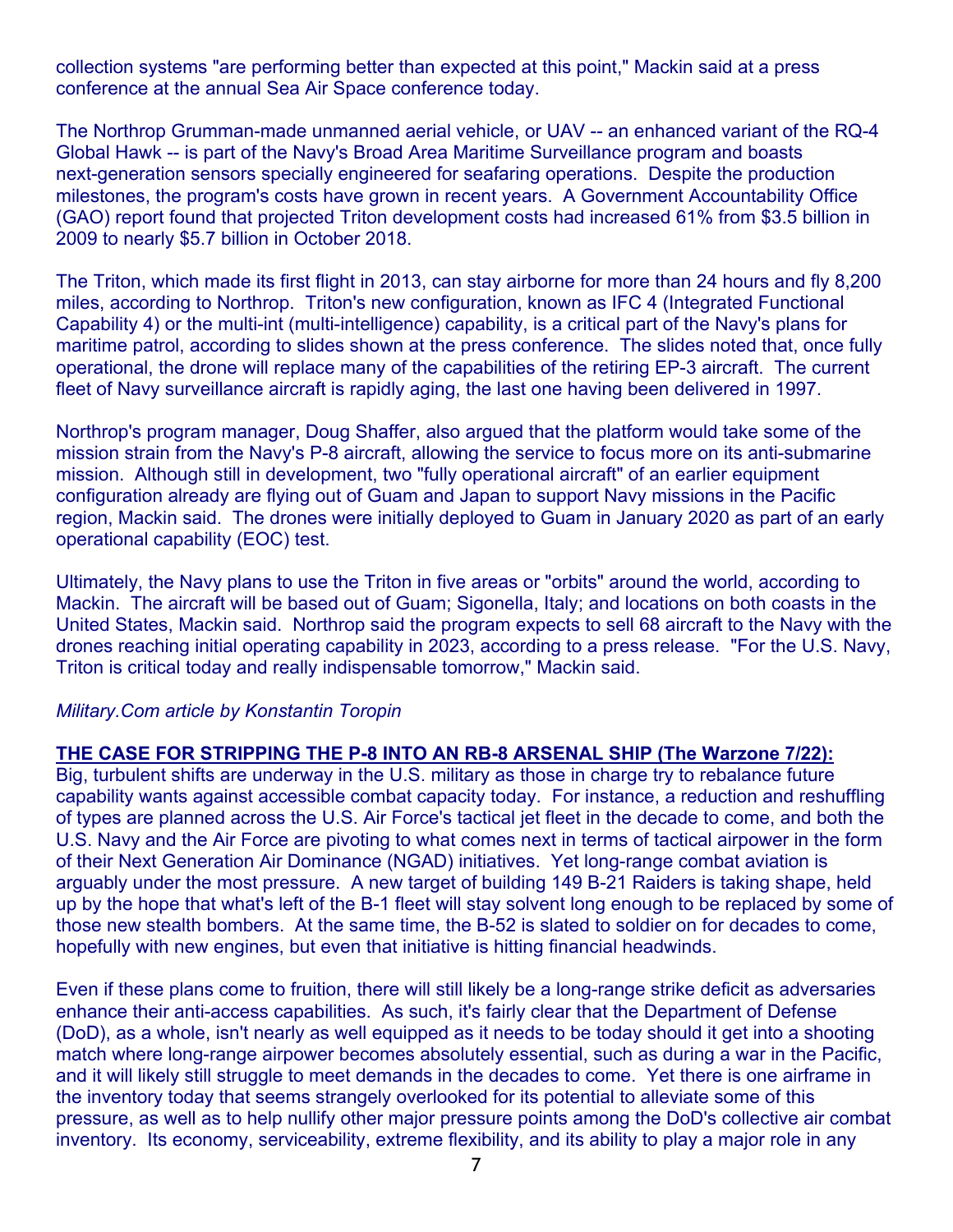collection systems "are performing better than expected at this point," Mackin said at a press conference at the annual Sea Air Space conference today.

The Northrop Grumman-made unmanned aerial vehicle, or UAV -- an enhanced variant of the RQ-4 Global Hawk -- is part of the Navy's Broad Area Maritime Surveillance program and boasts next-generation sensors specially engineered for seafaring operations. Despite the production milestones, the program's costs have grown in recent years. A Government Accountability Office (GAO) report found that projected Triton development costs had increased 61% from $3.5 billion in 2009 to nearly $5.7 billion in October 2018.

The Triton, which made its first flight in 2013, can stay airborne for more than 24 hours and fly 8,200 miles, according to Northrop. Triton's new configuration, known as IFC 4 (Integrated Functional Capability 4) or the multi-int (multi-intelligence) capability, is a critical part of the Navy's plans for maritime patrol, according to slides shown at the press conference. The slides noted that, once fully operational, the drone will replace many of the capabilities of the retiring EP-3 aircraft. The current fleet of Navy surveillance aircraft is rapidly aging, the last one having been delivered in 1997.

Northrop's program manager, Doug Shaffer, also argued that the platform would take some of the mission strain from the Navy's P-8 aircraft, allowing the service to focus more on its anti-submarine mission. Although still in development, two "fully operational aircraft" of an earlier equipment configuration already are flying out of Guam and Japan to support Navy missions in the Pacific region, Mackin said. The drones were initially deployed to Guam in January 2020 as part of an early operational capability (EOC) test.

Ultimately, the Navy plans to use the Triton in five areas or "orbits" around the world, according to Mackin. The aircraft will be based out of Guam; Sigonella, Italy; and locations on both coasts in the United States, Mackin said. Northrop said the program expects to sell 68 aircraft to the Navy with the drones reaching initial operating capability in 2023, according to a press release. "For the U.S. Navy, Triton is critical today and really indispensable tomorrow," Mackin said.

*Military.Com article by Konstantin Toropin*

**THE CASE FOR STRIPPING THE P-8 INTO AN RB-8 ARSENAL SHIP (The Warzone 7/22):**
Big, turbulent shifts are underway in the U.S. military as those in charge try to rebalance future capability wants against accessible combat capacity today. For instance, a reduction and reshuffling of types are planned across the U.S. Air Force's tactical jet fleet in the decade to come, and both the U.S. Navy and the Air Force are pivoting to what comes next in terms of tactical airpower in the form of their Next Generation Air Dominance (NGAD) initiatives. Yet long-range combat aviation is arguably under the most pressure. A new target of building 149 B-21 Raiders is taking shape, held up by the hope that what's left of the B-1 fleet will stay solvent long enough to be replaced by some of those new stealth bombers. At the same time, the B-52 is slated to soldier on for decades to come, hopefully with new engines, but even that initiative is hitting financial headwinds.

Even if these plans come to fruition, there will still likely be a long-range strike deficit as adversaries enhance their anti-access capabilities. As such, it's fairly clear that the Department of Defense (DoD), as a whole, isn't nearly as well equipped as it needs to be today should it get into a shooting match where long-range airpower becomes absolutely essential, such as during a war in the Pacific, and it will likely still struggle to meet demands in the decades to come. Yet there is one airframe in the inventory today that seems strangely overlooked for its potential to alleviate some of this pressure, as well as to help nullify other major pressure points among the DoD's collective air combat inventory. Its economy, serviceability, extreme flexibility, and its ability to play a major role in any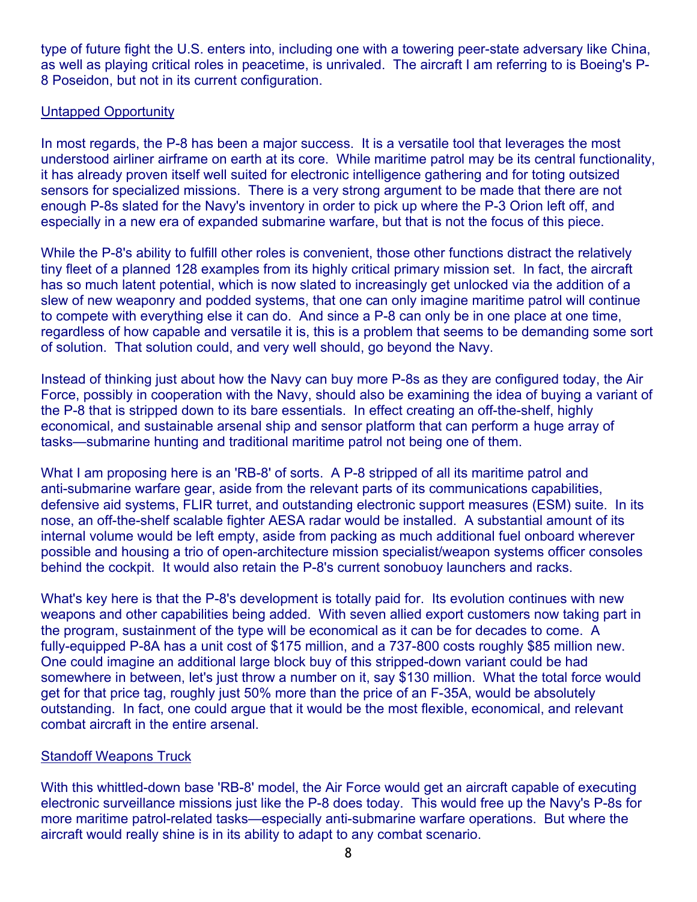type of future fight the U.S. enters into, including one with a towering peer-state adversary like China, as well as playing critical roles in peacetime, is unrivaled. The aircraft I am referring to is Boeing's P-8 Poseidon, but not in its current configuration.

## Untapped Opportunity

In most regards, the P-8 has been a major success. It is a versatile tool that leverages the most understood airliner airframe on earth at its core. While maritime patrol may be its central functionality, it has already proven itself well suited for electronic intelligence gathering and for toting outsized sensors for specialized missions. There is a very strong argument to be made that there are not enough P-8s slated for the Navy's inventory in order to pick up where the P-3 Orion left off, and especially in a new era of expanded submarine warfare, but that is not the focus of this piece.

While the P-8's ability to fulfill other roles is convenient, those other functions distract the relatively tiny fleet of a planned 128 examples from its highly critical primary mission set. In fact, the aircraft has so much latent potential, which is now slated to increasingly get unlocked via the addition of a slew of new weaponry and podded systems, that one can only imagine maritime patrol will continue to compete with everything else it can do. And since a P-8 can only be in one place at one time, regardless of how capable and versatile it is, this is a problem that seems to be demanding some sort of solution. That solution could, and very well should, go beyond the Navy.

Instead of thinking just about how the Navy can buy more P-8s as they are configured today, the Air Force, possibly in cooperation with the Navy, should also be examining the idea of buying a variant of the P-8 that is stripped down to its bare essentials. In effect creating an off-the-shelf, highly economical, and sustainable arsenal ship and sensor platform that can perform a huge array of tasks—submarine hunting and traditional maritime patrol not being one of them.

What I am proposing here is an 'RB-8' of sorts. A P-8 stripped of all its maritime patrol and anti-submarine warfare gear, aside from the relevant parts of its communications capabilities, defensive aid systems, FLIR turret, and outstanding electronic support measures (ESM) suite. In its nose, an off-the-shelf scalable fighter AESA radar would be installed. A substantial amount of its internal volume would be left empty, aside from packing as much additional fuel onboard wherever possible and housing a trio of open-architecture mission specialist/weapon systems officer consoles behind the cockpit. It would also retain the P-8's current sonobuoy launchers and racks.

What's key here is that the P-8's development is totally paid for. Its evolution continues with new weapons and other capabilities being added. With seven allied export customers now taking part in the program, sustainment of the type will be economical as it can be for decades to come. A fully-equipped P-8A has a unit cost of $175 million, and a 737-800 costs roughly $85 million new. One could imagine an additional large block buy of this stripped-down variant could be had somewhere in between, let's just throw a number on it, say $130 million. What the total force would get for that price tag, roughly just 50% more than the price of an F-35A, would be absolutely outstanding. In fact, one could argue that it would be the most flexible, economical, and relevant combat aircraft in the entire arsenal.

## Standoff Weapons Truck

With this whittled-down base 'RB-8' model, the Air Force would get an aircraft capable of executing electronic surveillance missions just like the P-8 does today. This would free up the Navy's P-8s for more maritime patrol-related tasks—especially anti-submarine warfare operations. But where the aircraft would really shine is in its ability to adapt to any combat scenario.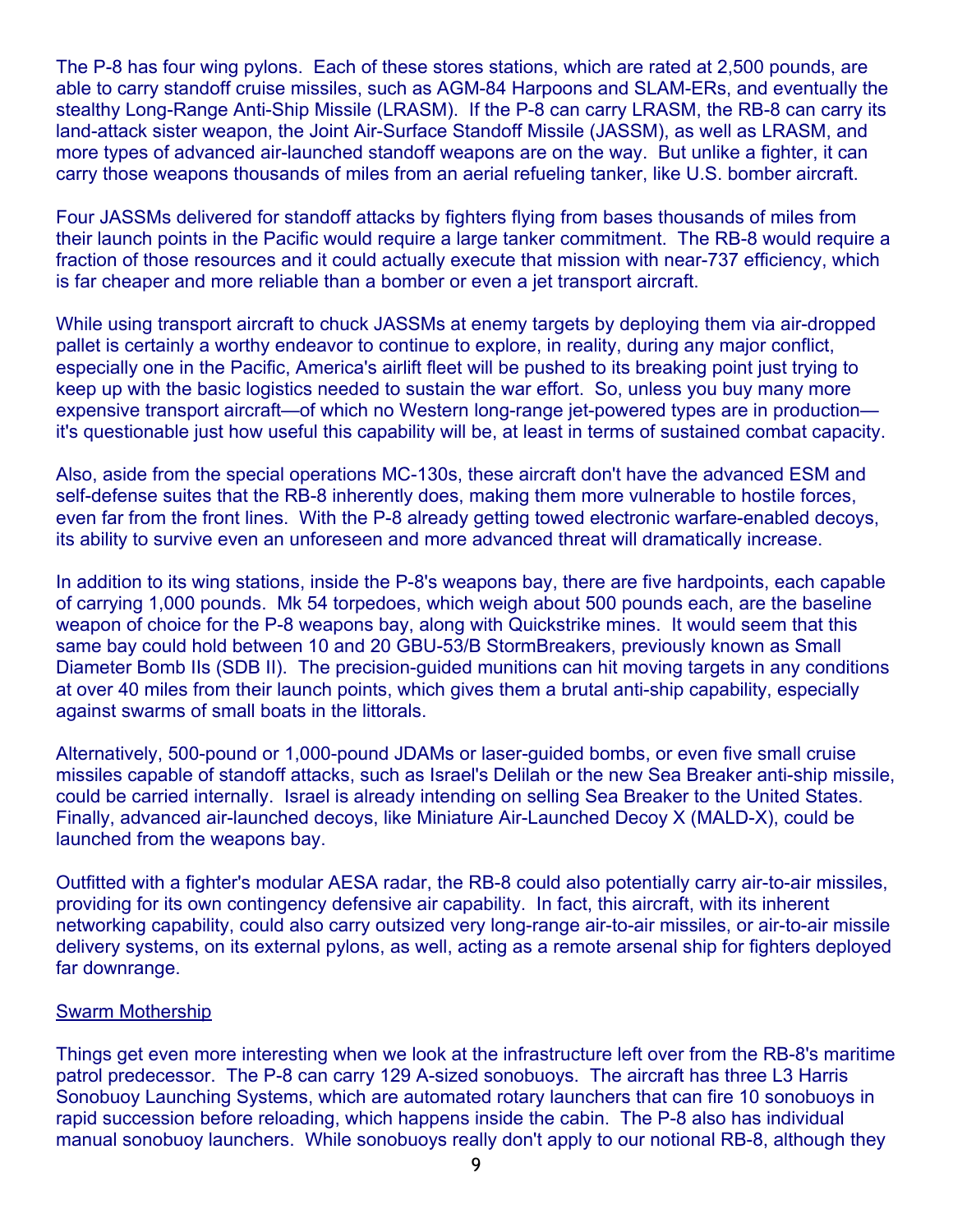The P-8 has four wing pylons. Each of these stores stations, which are rated at 2,500 pounds, are able to carry standoff cruise missiles, such as AGM-84 Harpoons and SLAM-ERs, and eventually the stealthy Long-Range Anti-Ship Missile (LRASM). If the P-8 can carry LRASM, the RB-8 can carry its land-attack sister weapon, the Joint Air-Surface Standoff Missile (JASSM), as well as LRASM, and more types of advanced air-launched standoff weapons are on the way. But unlike a fighter, it can carry those weapons thousands of miles from an aerial refueling tanker, like U.S. bomber aircraft.

Four JASSMs delivered for standoff attacks by fighters flying from bases thousands of miles from their launch points in the Pacific would require a large tanker commitment. The RB-8 would require a fraction of those resources and it could actually execute that mission with near-737 efficiency, which is far cheaper and more reliable than a bomber or even a jet transport aircraft.

While using transport aircraft to chuck JASSMs at enemy targets by deploying them via air-dropped pallet is certainly a worthy endeavor to continue to explore, in reality, during any major conflict, especially one in the Pacific, America's airlift fleet will be pushed to its breaking point just trying to keep up with the basic logistics needed to sustain the war effort. So, unless you buy many more expensive transport aircraft—of which no Western long-range jet-powered types are in production—it's questionable just how useful this capability will be, at least in terms of sustained combat capacity.

Also, aside from the special operations MC-130s, these aircraft don't have the advanced ESM and self-defense suites that the RB-8 inherently does, making them more vulnerable to hostile forces, even far from the front lines. With the P-8 already getting towed electronic warfare-enabled decoys, its ability to survive even an unforeseen and more advanced threat will dramatically increase.

In addition to its wing stations, inside the P-8's weapons bay, there are five hardpoints, each capable of carrying 1,000 pounds. Mk 54 torpedoes, which weigh about 500 pounds each, are the baseline weapon of choice for the P-8 weapons bay, along with Quickstrike mines. It would seem that this same bay could hold between 10 and 20 GBU-53/B StormBreakers, previously known as Small Diameter Bomb IIs (SDB II). The precision-guided munitions can hit moving targets in any conditions at over 40 miles from their launch points, which gives them a brutal anti-ship capability, especially against swarms of small boats in the littorals.

Alternatively, 500-pound or 1,000-pound JDAMs or laser-guided bombs, or even five small cruise missiles capable of standoff attacks, such as Israel's Delilah or the new Sea Breaker anti-ship missile, could be carried internally. Israel is already intending on selling Sea Breaker to the United States. Finally, advanced air-launched decoys, like Miniature Air-Launched Decoy X (MALD-X), could be launched from the weapons bay.

Outfitted with a fighter's modular AESA radar, the RB-8 could also potentially carry air-to-air missiles, providing for its own contingency defensive air capability. In fact, this aircraft, with its inherent networking capability, could also carry outsized very long-range air-to-air missiles, or air-to-air missile delivery systems, on its external pylons, as well, acting as a remote arsenal ship for fighters deployed far downrange.

## Swarm Mothership

Things get even more interesting when we look at the infrastructure left over from the RB-8's maritime patrol predecessor. The P-8 can carry 129 A-sized sonobuoys. The aircraft has three L3 Harris Sonobuoy Launching Systems, which are automated rotary launchers that can fire 10 sonobuoys in rapid succession before reloading, which happens inside the cabin. The P-8 also has individual manual sonobuoy launchers. While sonobuoys really don't apply to our notional RB-8, although they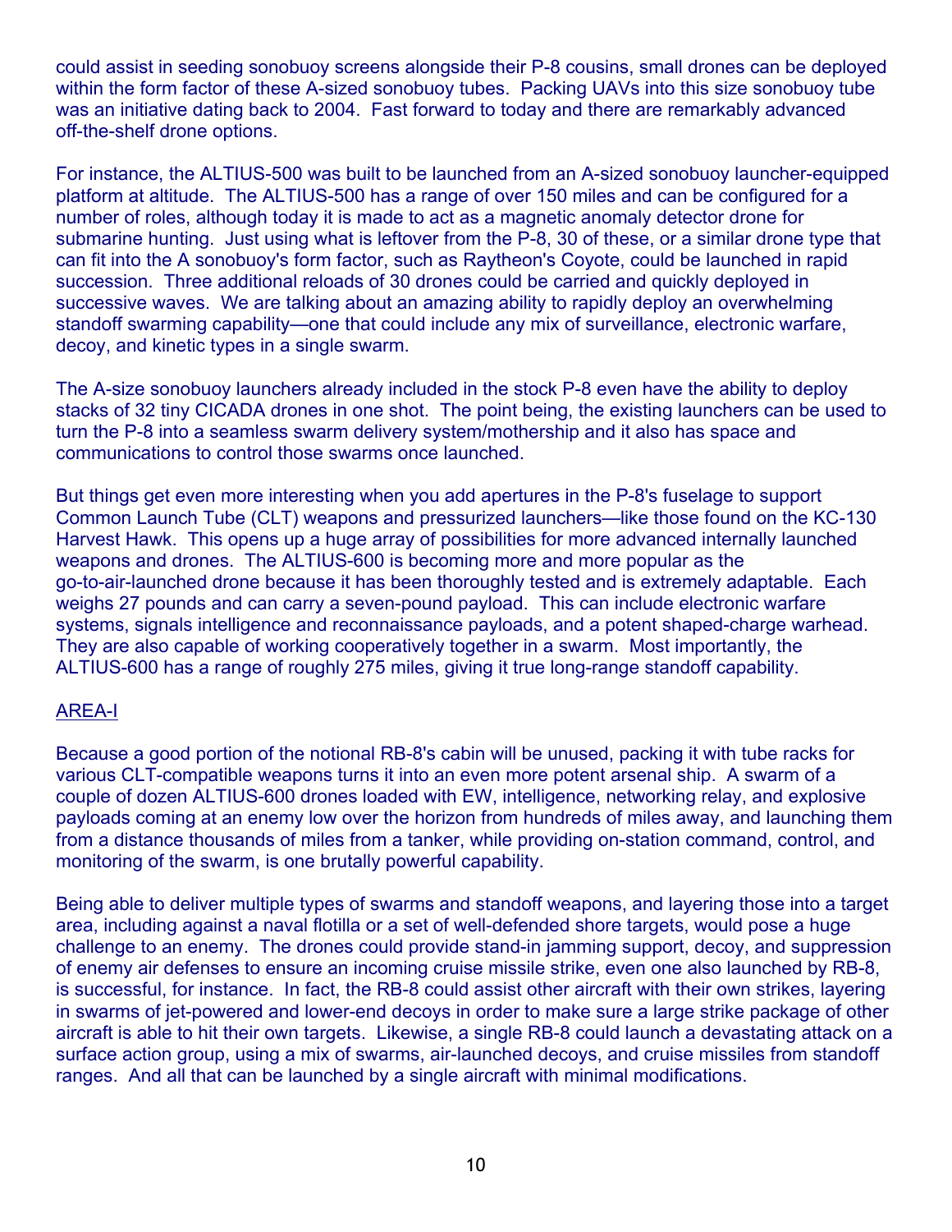could assist in seeding sonobuoy screens alongside their P-8 cousins, small drones can be deployed within the form factor of these A-sized sonobuoy tubes. Packing UAVs into this size sonobuoy tube was an initiative dating back to 2004. Fast forward to today and there are remarkably advanced off-the-shelf drone options.

For instance, the ALTIUS-500 was built to be launched from an A-sized sonobuoy launcher-equipped platform at altitude. The ALTIUS-500 has a range of over 150 miles and can be configured for a number of roles, although today it is made to act as a magnetic anomaly detector drone for submarine hunting. Just using what is leftover from the P-8, 30 of these, or a similar drone type that can fit into the A sonobuoy's form factor, such as Raytheon's Coyote, could be launched in rapid succession. Three additional reloads of 30 drones could be carried and quickly deployed in successive waves. We are talking about an amazing ability to rapidly deploy an overwhelming standoff swarming capability—one that could include any mix of surveillance, electronic warfare, decoy, and kinetic types in a single swarm.

The A-size sonobuoy launchers already included in the stock P-8 even have the ability to deploy stacks of 32 tiny CICADA drones in one shot. The point being, the existing launchers can be used to turn the P-8 into a seamless swarm delivery system/mothership and it also has space and communications to control those swarms once launched.

But things get even more interesting when you add apertures in the P-8's fuselage to support Common Launch Tube (CLT) weapons and pressurized launchers—like those found on the KC-130 Harvest Hawk. This opens up a huge array of possibilities for more advanced internally launched weapons and drones. The ALTIUS-600 is becoming more and more popular as the go-to-air-launched drone because it has been thoroughly tested and is extremely adaptable. Each weighs 27 pounds and can carry a seven-pound payload. This can include electronic warfare systems, signals intelligence and reconnaissance payloads, and a potent shaped-charge warhead. They are also capable of working cooperatively together in a swarm. Most importantly, the ALTIUS-600 has a range of roughly 275 miles, giving it true long-range standoff capability.

## AREA-I

Because a good portion of the notional RB-8's cabin will be unused, packing it with tube racks for various CLT-compatible weapons turns it into an even more potent arsenal ship. A swarm of a couple of dozen ALTIUS-600 drones loaded with EW, intelligence, networking relay, and explosive payloads coming at an enemy low over the horizon from hundreds of miles away, and launching them from a distance thousands of miles from a tanker, while providing on-station command, control, and monitoring of the swarm, is one brutally powerful capability.

Being able to deliver multiple types of swarms and standoff weapons, and layering those into a target area, including against a naval flotilla or a set of well-defended shore targets, would pose a huge challenge to an enemy. The drones could provide stand-in jamming support, decoy, and suppression of enemy air defenses to ensure an incoming cruise missile strike, even one also launched by RB-8, is successful, for instance. In fact, the RB-8 could assist other aircraft with their own strikes, layering in swarms of jet-powered and lower-end decoys in order to make sure a large strike package of other aircraft is able to hit their own targets. Likewise, a single RB-8 could launch a devastating attack on a surface action group, using a mix of swarms, air-launched decoys, and cruise missiles from standoff ranges. And all that can be launched by a single aircraft with minimal modifications.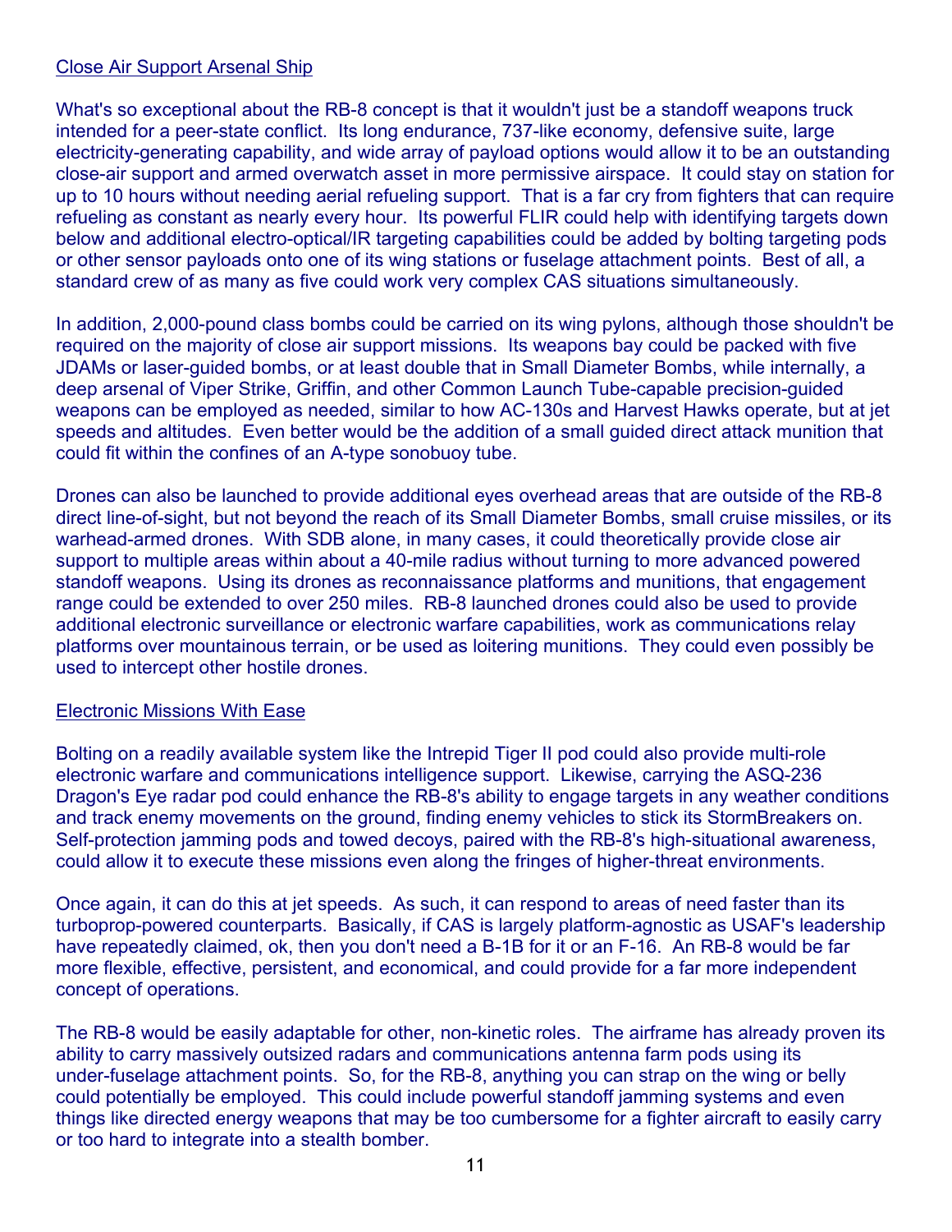## Close Air Support Arsenal Ship

What's so exceptional about the RB-8 concept is that it wouldn't just be a standoff weapons truck intended for a peer-state conflict. Its long endurance, 737-like economy, defensive suite, large electricity-generating capability, and wide array of payload options would allow it to be an outstanding close-air support and armed overwatch asset in more permissive airspace. It could stay on station for up to 10 hours without needing aerial refueling support. That is a far cry from fighters that can require refueling as constant as nearly every hour. Its powerful FLIR could help with identifying targets down below and additional electro-optical/IR targeting capabilities could be added by bolting targeting pods or other sensor payloads onto one of its wing stations or fuselage attachment points. Best of all, a standard crew of as many as five could work very complex CAS situations simultaneously.

In addition, 2,000-pound class bombs could be carried on its wing pylons, although those shouldn't be required on the majority of close air support missions. Its weapons bay could be packed with five JDAMs or laser-guided bombs, or at least double that in Small Diameter Bombs, while internally, a deep arsenal of Viper Strike, Griffin, and other Common Launch Tube-capable precision-guided weapons can be employed as needed, similar to how AC-130s and Harvest Hawks operate, but at jet speeds and altitudes. Even better would be the addition of a small guided direct attack munition that could fit within the confines of an A-type sonobuoy tube.

Drones can also be launched to provide additional eyes overhead areas that are outside of the RB-8 direct line-of-sight, but not beyond the reach of its Small Diameter Bombs, small cruise missiles, or its warhead-armed drones. With SDB alone, in many cases, it could theoretically provide close air support to multiple areas within about a 40-mile radius without turning to more advanced powered standoff weapons. Using its drones as reconnaissance platforms and munitions, that engagement range could be extended to over 250 miles. RB-8 launched drones could also be used to provide additional electronic surveillance or electronic warfare capabilities, work as communications relay platforms over mountainous terrain, or be used as loitering munitions. They could even possibly be used to intercept other hostile drones.

## Electronic Missions With Ease

Bolting on a readily available system like the Intrepid Tiger II pod could also provide multi-role electronic warfare and communications intelligence support. Likewise, carrying the ASQ-236 Dragon's Eye radar pod could enhance the RB-8's ability to engage targets in any weather conditions and track enemy movements on the ground, finding enemy vehicles to stick its StormBreakers on. Self-protection jamming pods and towed decoys, paired with the RB-8's high-situational awareness, could allow it to execute these missions even along the fringes of higher-threat environments.

Once again, it can do this at jet speeds. As such, it can respond to areas of need faster than its turboprop-powered counterparts. Basically, if CAS is largely platform-agnostic as USAF's leadership have repeatedly claimed, ok, then you don't need a B-1B for it or an F-16. An RB-8 would be far more flexible, effective, persistent, and economical, and could provide for a far more independent concept of operations.

The RB-8 would be easily adaptable for other, non-kinetic roles. The airframe has already proven its ability to carry massively outsized radars and communications antenna farm pods using its under-fuselage attachment points. So, for the RB-8, anything you can strap on the wing or belly could potentially be employed. This could include powerful standoff jamming systems and even things like directed energy weapons that may be too cumbersome for a fighter aircraft to easily carry or too hard to integrate into a stealth bomber.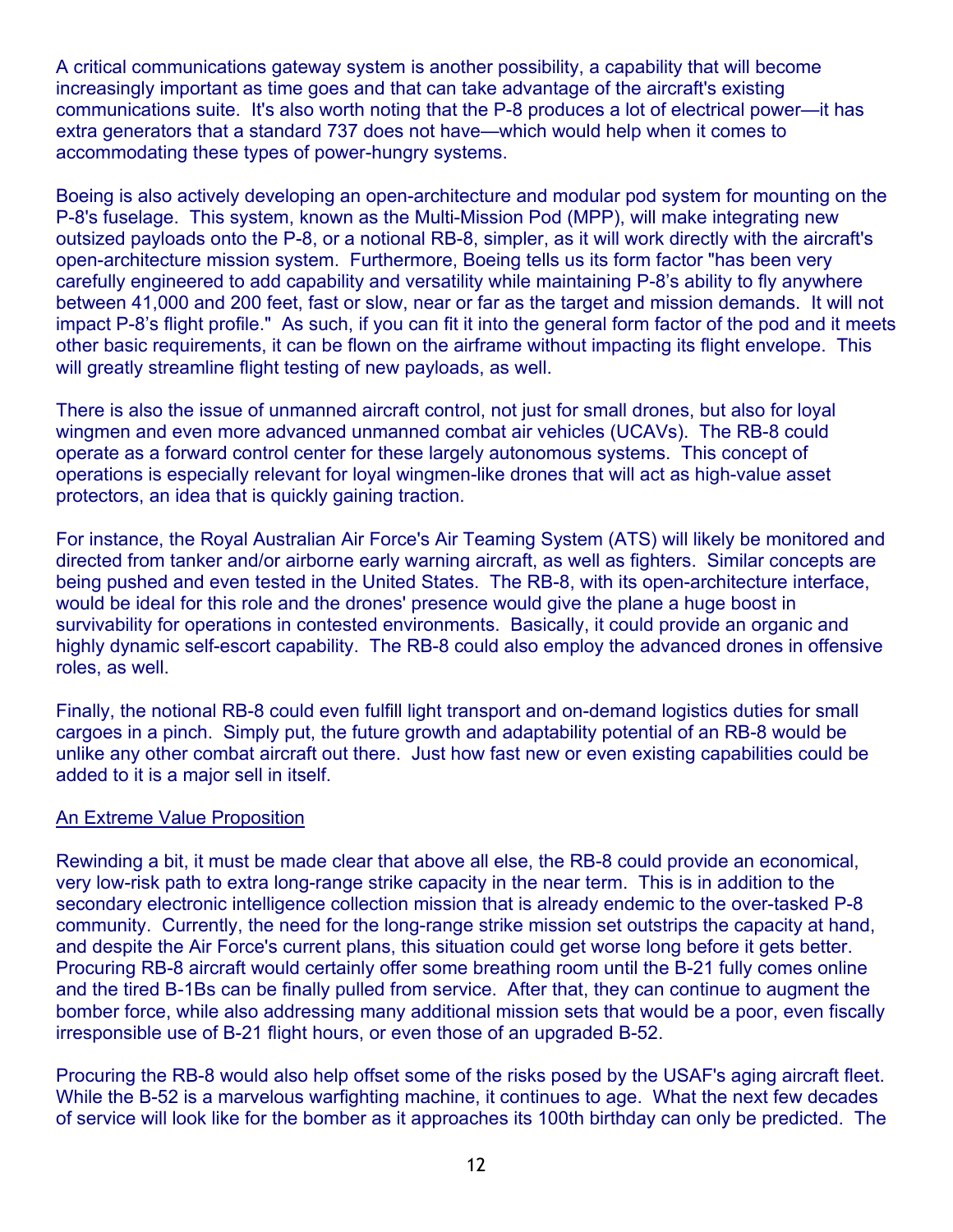A critical communications gateway system is another possibility, a capability that will become increasingly important as time goes and that can take advantage of the aircraft's existing communications suite. It's also worth noting that the P-8 produces a lot of electrical power—it has extra generators that a standard 737 does not have—which would help when it comes to accommodating these types of power-hungry systems.

Boeing is also actively developing an open-architecture and modular pod system for mounting on the P-8's fuselage. This system, known as the Multi-Mission Pod (MPP), will make integrating new outsized payloads onto the P-8, or a notional RB-8, simpler, as it will work directly with the aircraft's open-architecture mission system. Furthermore, Boeing tells us its form factor "has been very carefully engineered to add capability and versatility while maintaining P-8's ability to fly anywhere between 41,000 and 200 feet, fast or slow, near or far as the target and mission demands. It will not impact P-8's flight profile." As such, if you can fit it into the general form factor of the pod and it meets other basic requirements, it can be flown on the airframe without impacting its flight envelope. This will greatly streamline flight testing of new payloads, as well.

There is also the issue of unmanned aircraft control, not just for small drones, but also for loyal wingmen and even more advanced unmanned combat air vehicles (UCAVs). The RB-8 could operate as a forward control center for these largely autonomous systems. This concept of operations is especially relevant for loyal wingmen-like drones that will act as high-value asset protectors, an idea that is quickly gaining traction.

For instance, the Royal Australian Air Force's Air Teaming System (ATS) will likely be monitored and directed from tanker and/or airborne early warning aircraft, as well as fighters. Similar concepts are being pushed and even tested in the United States. The RB-8, with its open-architecture interface, would be ideal for this role and the drones' presence would give the plane a huge boost in survivability for operations in contested environments. Basically, it could provide an organic and highly dynamic self-escort capability. The RB-8 could also employ the advanced drones in offensive roles, as well.

Finally, the notional RB-8 could even fulfill light transport and on-demand logistics duties for small cargoes in a pinch. Simply put, the future growth and adaptability potential of an RB-8 would be unlike any other combat aircraft out there. Just how fast new or even existing capabilities could be added to it is a major sell in itself.

## An Extreme Value Proposition

Rewinding a bit, it must be made clear that above all else, the RB-8 could provide an economical, very low-risk path to extra long-range strike capacity in the near term. This is in addition to the secondary electronic intelligence collection mission that is already endemic to the over-tasked P-8 community. Currently, the need for the long-range strike mission set outstrips the capacity at hand, and despite the Air Force's current plans, this situation could get worse long before it gets better. Procuring RB-8 aircraft would certainly offer some breathing room until the B-21 fully comes online and the tired B-1Bs can be finally pulled from service. After that, they can continue to augment the bomber force, while also addressing many additional mission sets that would be a poor, even fiscally irresponsible use of B-21 flight hours, or even those of an upgraded B-52.

Procuring the RB-8 would also help offset some of the risks posed by the USAF's aging aircraft fleet. While the B-52 is a marvelous warfighting machine, it continues to age. What the next few decades of service will look like for the bomber as it approaches its 100th birthday can only be predicted. The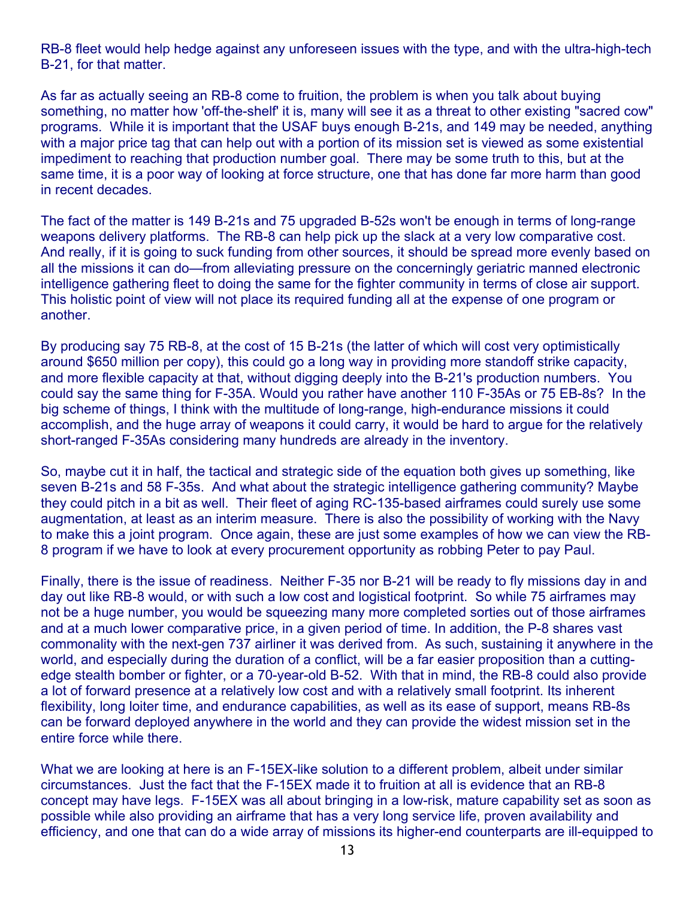RB-8 fleet would help hedge against any unforeseen issues with the type, and with the ultra-high-tech B-21, for that matter.

As far as actually seeing an RB-8 come to fruition, the problem is when you talk about buying something, no matter how 'off-the-shelf' it is, many will see it as a threat to other existing "sacred cow" programs. While it is important that the USAF buys enough B-21s, and 149 may be needed, anything with a major price tag that can help out with a portion of its mission set is viewed as some existential impediment to reaching that production number goal. There may be some truth to this, but at the same time, it is a poor way of looking at force structure, one that has done far more harm than good in recent decades.

The fact of the matter is 149 B-21s and 75 upgraded B-52s won't be enough in terms of long-range weapons delivery platforms. The RB-8 can help pick up the slack at a very low comparative cost. And really, if it is going to suck funding from other sources, it should be spread more evenly based on all the missions it can do—from alleviating pressure on the concerningly geriatric manned electronic intelligence gathering fleet to doing the same for the fighter community in terms of close air support. This holistic point of view will not place its required funding all at the expense of one program or another.

By producing say 75 RB-8, at the cost of 15 B-21s (the latter of which will cost very optimistically around $650 million per copy), this could go a long way in providing more standoff strike capacity, and more flexible capacity at that, without digging deeply into the B-21's production numbers. You could say the same thing for F-35A. Would you rather have another 110 F-35As or 75 EB-8s? In the big scheme of things, I think with the multitude of long-range, high-endurance missions it could accomplish, and the huge array of weapons it could carry, it would be hard to argue for the relatively short-ranged F-35As considering many hundreds are already in the inventory.

So, maybe cut it in half, the tactical and strategic side of the equation both gives up something, like seven B-21s and 58 F-35s. And what about the strategic intelligence gathering community? Maybe they could pitch in a bit as well. Their fleet of aging RC-135-based airframes could surely use some augmentation, at least as an interim measure. There is also the possibility of working with the Navy to make this a joint program. Once again, these are just some examples of how we can view the RB-8 program if we have to look at every procurement opportunity as robbing Peter to pay Paul.

Finally, there is the issue of readiness. Neither F-35 nor B-21 will be ready to fly missions day in and day out like RB-8 would, or with such a low cost and logistical footprint. So while 75 airframes may not be a huge number, you would be squeezing many more completed sorties out of those airframes and at a much lower comparative price, in a given period of time. In addition, the P-8 shares vast commonality with the next-gen 737 airliner it was derived from. As such, sustaining it anywhere in the world, and especially during the duration of a conflict, will be a far easier proposition than a cutting-edge stealth bomber or fighter, or a 70-year-old B-52. With that in mind, the RB-8 could also provide a lot of forward presence at a relatively low cost and with a relatively small footprint. Its inherent flexibility, long loiter time, and endurance capabilities, as well as its ease of support, means RB-8s can be forward deployed anywhere in the world and they can provide the widest mission set in the entire force while there.

What we are looking at here is an F-15EX-like solution to a different problem, albeit under similar circumstances. Just the fact that the F-15EX made it to fruition at all is evidence that an RB-8 concept may have legs. F-15EX was all about bringing in a low-risk, mature capability set as soon as possible while also providing an airframe that has a very long service life, proven availability and efficiency, and one that can do a wide array of missions its higher-end counterparts are ill-equipped to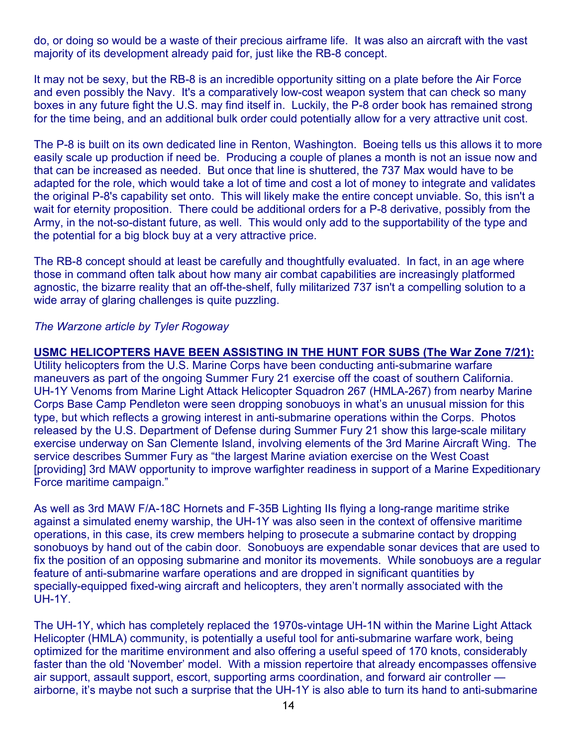do, or doing so would be a waste of their precious airframe life. It was also an aircraft with the vast majority of its development already paid for, just like the RB-8 concept.

It may not be sexy, but the RB-8 is an incredible opportunity sitting on a plate before the Air Force and even possibly the Navy. It's a comparatively low-cost weapon system that can check so many boxes in any future fight the U.S. may find itself in. Luckily, the P-8 order book has remained strong for the time being, and an additional bulk order could potentially allow for a very attractive unit cost.

The P-8 is built on its own dedicated line in Renton, Washington. Boeing tells us this allows it to more easily scale up production if need be. Producing a couple of planes a month is not an issue now and that can be increased as needed. But once that line is shuttered, the 737 Max would have to be adapted for the role, which would take a lot of time and cost a lot of money to integrate and validates the original P-8's capability set onto. This will likely make the entire concept unviable. So, this isn't a wait for eternity proposition. There could be additional orders for a P-8 derivative, possibly from the Army, in the not-so-distant future, as well. This would only add to the supportability of the type and the potential for a big block buy at a very attractive price.

The RB-8 concept should at least be carefully and thoughtfully evaluated. In fact, in an age where those in command often talk about how many air combat capabilities are increasingly platformed agnostic, the bizarre reality that an off-the-shelf, fully militarized 737 isn't a compelling solution to a wide array of glaring challenges is quite puzzling.

*The Warzone article by Tyler Rogoway*

**USMC HELICOPTERS HAVE BEEN ASSISTING IN THE HUNT FOR SUBS (The War Zone 7/21):**
Utility helicopters from the U.S. Marine Corps have been conducting anti-submarine warfare maneuvers as part of the ongoing Summer Fury 21 exercise off the coast of southern California. UH-1Y Venoms from Marine Light Attack Helicopter Squadron 267 (HMLA-267) from nearby Marine Corps Base Camp Pendleton were seen dropping sonobuoys in what's an unusual mission for this type, but which reflects a growing interest in anti-submarine operations within the Corps. Photos released by the U.S. Department of Defense during Summer Fury 21 show this large-scale military exercise underway on San Clemente Island, involving elements of the 3rd Marine Aircraft Wing. The service describes Summer Fury as "the largest Marine aviation exercise on the West Coast [providing] 3rd MAW opportunity to improve warfighter readiness in support of a Marine Expeditionary Force maritime campaign."

As well as 3rd MAW F/A-18C Hornets and F-35B Lighting IIs flying a long-range maritime strike against a simulated enemy warship, the UH-1Y was also seen in the context of offensive maritime operations, in this case, its crew members helping to prosecute a submarine contact by dropping sonobuoys by hand out of the cabin door. Sonobuoys are expendable sonar devices that are used to fix the position of an opposing submarine and monitor its movements. While sonobuoys are a regular feature of anti-submarine warfare operations and are dropped in significant quantities by specially-equipped fixed-wing aircraft and helicopters, they aren't normally associated with the UH-1Y.

The UH-1Y, which has completely replaced the 1970s-vintage UH-1N within the Marine Light Attack Helicopter (HMLA) community, is potentially a useful tool for anti-submarine warfare work, being optimized for the maritime environment and also offering a useful speed of 170 knots, considerably faster than the old 'November' model. With a mission repertoire that already encompasses offensive air support, assault support, escort, supporting arms coordination, and forward air controller — airborne, it's maybe not such a surprise that the UH-1Y is also able to turn its hand to anti-submarine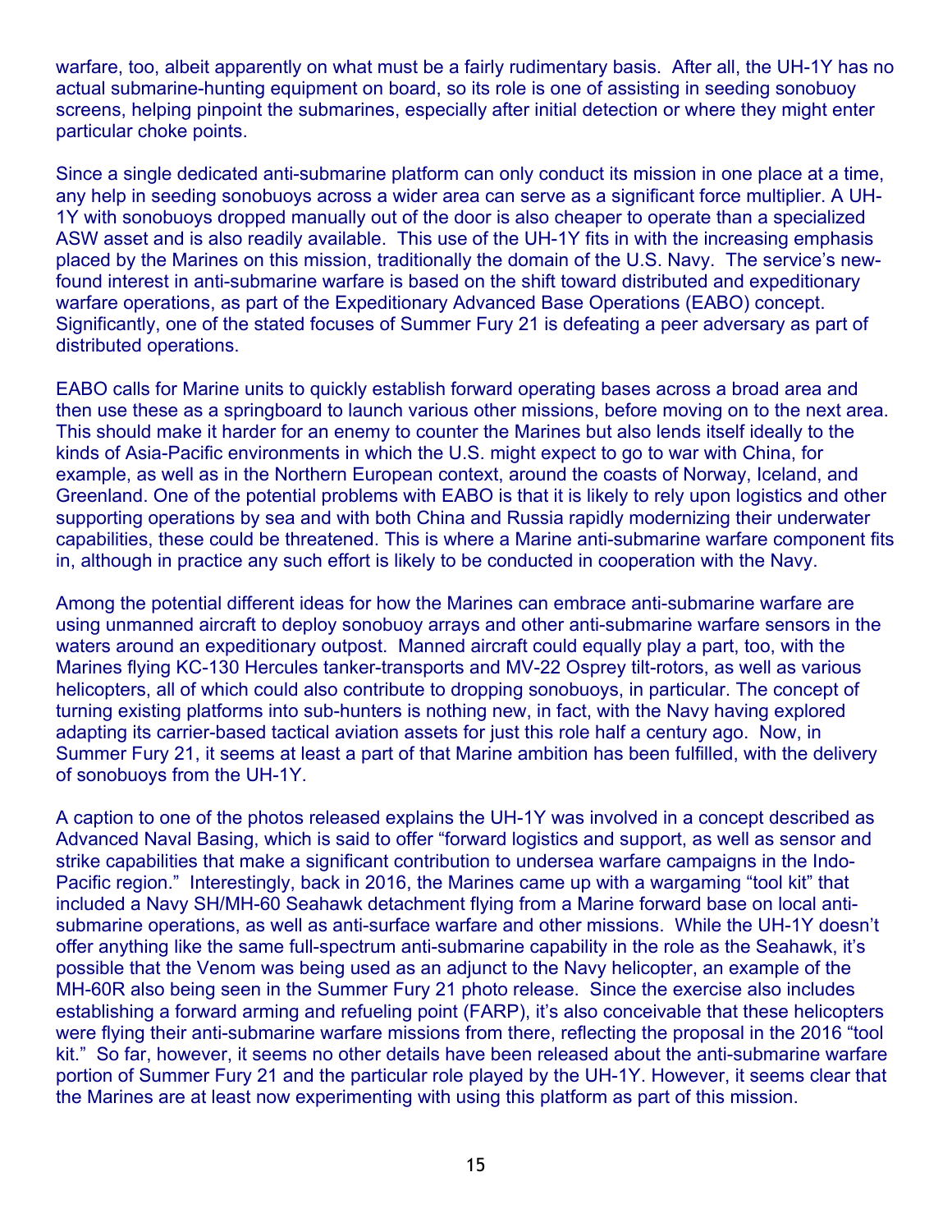warfare, too, albeit apparently on what must be a fairly rudimentary basis. After all, the UH-1Y has no actual submarine-hunting equipment on board, so its role is one of assisting in seeding sonobuoy screens, helping pinpoint the submarines, especially after initial detection or where they might enter particular choke points.

Since a single dedicated anti-submarine platform can only conduct its mission in one place at a time, any help in seeding sonobuoys across a wider area can serve as a significant force multiplier. A UH-1Y with sonobuoys dropped manually out of the door is also cheaper to operate than a specialized ASW asset and is also readily available. This use of the UH-1Y fits in with the increasing emphasis placed by the Marines on this mission, traditionally the domain of the U.S. Navy. The service's new-found interest in anti-submarine warfare is based on the shift toward distributed and expeditionary warfare operations, as part of the Expeditionary Advanced Base Operations (EABO) concept. Significantly, one of the stated focuses of Summer Fury 21 is defeating a peer adversary as part of distributed operations.

EABO calls for Marine units to quickly establish forward operating bases across a broad area and then use these as a springboard to launch various other missions, before moving on to the next area. This should make it harder for an enemy to counter the Marines but also lends itself ideally to the kinds of Asia-Pacific environments in which the U.S. might expect to go to war with China, for example, as well as in the Northern European context, around the coasts of Norway, Iceland, and Greenland. One of the potential problems with EABO is that it is likely to rely upon logistics and other supporting operations by sea and with both China and Russia rapidly modernizing their underwater capabilities, these could be threatened. This is where a Marine anti-submarine warfare component fits in, although in practice any such effort is likely to be conducted in cooperation with the Navy.

Among the potential different ideas for how the Marines can embrace anti-submarine warfare are using unmanned aircraft to deploy sonobuoy arrays and other anti-submarine warfare sensors in the waters around an expeditionary outpost. Manned aircraft could equally play a part, too, with the Marines flying KC-130 Hercules tanker-transports and MV-22 Osprey tilt-rotors, as well as various helicopters, all of which could also contribute to dropping sonobuoys, in particular. The concept of turning existing platforms into sub-hunters is nothing new, in fact, with the Navy having explored adapting its carrier-based tactical aviation assets for just this role half a century ago. Now, in Summer Fury 21, it seems at least a part of that Marine ambition has been fulfilled, with the delivery of sonobuoys from the UH-1Y.

A caption to one of the photos released explains the UH-1Y was involved in a concept described as Advanced Naval Basing, which is said to offer "forward logistics and support, as well as sensor and strike capabilities that make a significant contribution to undersea warfare campaigns in the Indo-Pacific region." Interestingly, back in 2016, the Marines came up with a wargaming "tool kit" that included a Navy SH/MH-60 Seahawk detachment flying from a Marine forward base on local anti-submarine operations, as well as anti-surface warfare and other missions. While the UH-1Y doesn't offer anything like the same full-spectrum anti-submarine capability in the role as the Seahawk, it's possible that the Venom was being used as an adjunct to the Navy helicopter, an example of the MH-60R also being seen in the Summer Fury 21 photo release. Since the exercise also includes establishing a forward arming and refueling point (FARP), it's also conceivable that these helicopters were flying their anti-submarine warfare missions from there, reflecting the proposal in the 2016 "tool kit." So far, however, it seems no other details have been released about the anti-submarine warfare portion of Summer Fury 21 and the particular role played by the UH-1Y. However, it seems clear that the Marines are at least now experimenting with using this platform as part of this mission.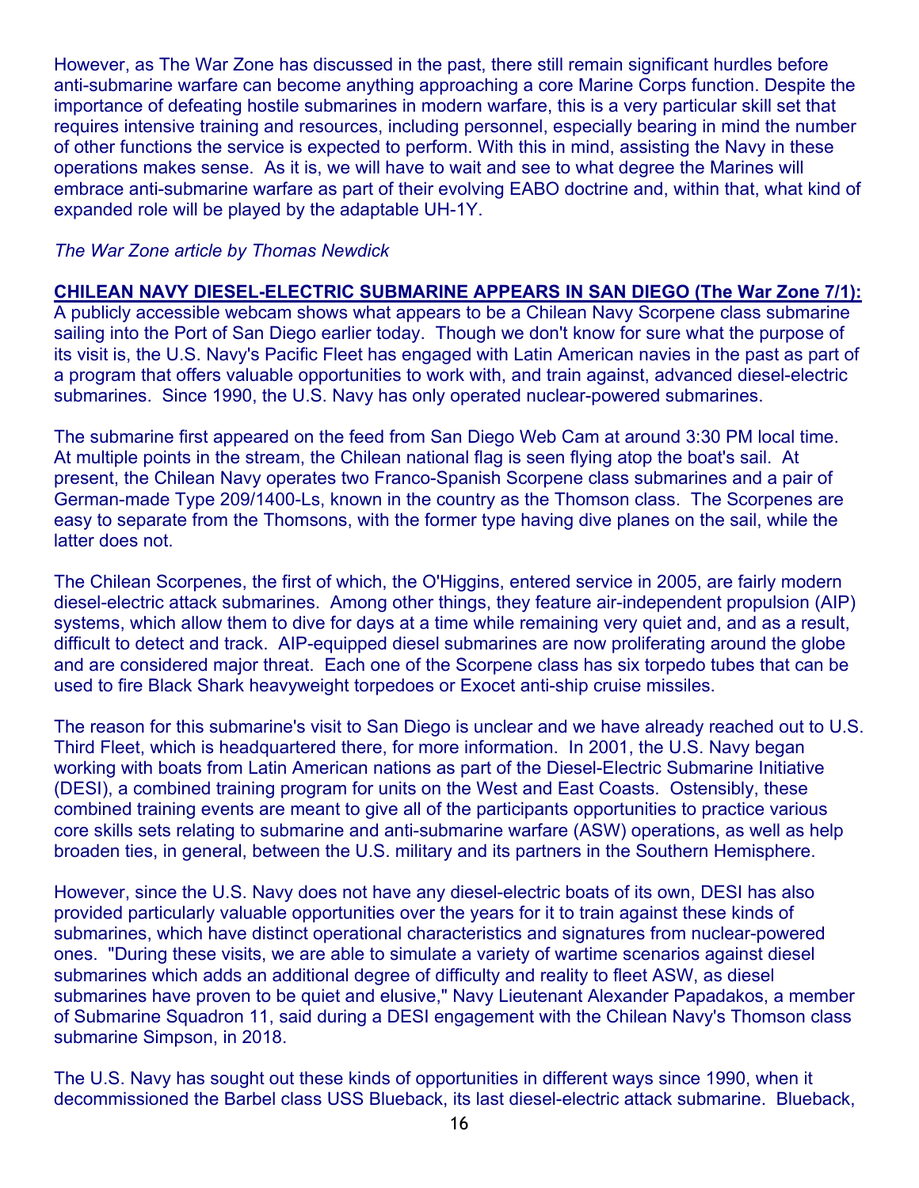However, as The War Zone has discussed in the past, there still remain significant hurdles before anti-submarine warfare can become anything approaching a core Marine Corps function. Despite the importance of defeating hostile submarines in modern warfare, this is a very particular skill set that requires intensive training and resources, including personnel, especially bearing in mind the number of other functions the service is expected to perform. With this in mind, assisting the Navy in these operations makes sense. As it is, we will have to wait and see to what degree the Marines will embrace anti-submarine warfare as part of their evolving EABO doctrine and, within that, what kind of expanded role will be played by the adaptable UH-1Y.

*The War Zone article by Thomas Newdick*

**CHILEAN NAVY DIESEL-ELECTRIC SUBMARINE APPEARS IN SAN DIEGO (The War Zone 7/1):** A publicly accessible webcam shows what appears to be a Chilean Navy Scorpene class submarine sailing into the Port of San Diego earlier today. Though we don't know for sure what the purpose of its visit is, the U.S. Navy's Pacific Fleet has engaged with Latin American navies in the past as part of a program that offers valuable opportunities to work with, and train against, advanced diesel-electric submarines. Since 1990, the U.S. Navy has only operated nuclear-powered submarines.

The submarine first appeared on the feed from San Diego Web Cam at around 3:30 PM local time. At multiple points in the stream, the Chilean national flag is seen flying atop the boat's sail. At present, the Chilean Navy operates two Franco-Spanish Scorpene class submarines and a pair of German-made Type 209/1400-Ls, known in the country as the Thomson class. The Scorpenes are easy to separate from the Thomsons, with the former type having dive planes on the sail, while the latter does not.

The Chilean Scorpenes, the first of which, the O'Higgins, entered service in 2005, are fairly modern diesel-electric attack submarines. Among other things, they feature air-independent propulsion (AIP) systems, which allow them to dive for days at a time while remaining very quiet and, and as a result, difficult to detect and track. AIP-equipped diesel submarines are now proliferating around the globe and are considered major threat. Each one of the Scorpene class has six torpedo tubes that can be used to fire Black Shark heavyweight torpedoes or Exocet anti-ship cruise missiles.

The reason for this submarine's visit to San Diego is unclear and we have already reached out to U.S. Third Fleet, which is headquartered there, for more information. In 2001, the U.S. Navy began working with boats from Latin American nations as part of the Diesel-Electric Submarine Initiative (DESI), a combined training program for units on the West and East Coasts. Ostensibly, these combined training events are meant to give all of the participants opportunities to practice various core skills sets relating to submarine and anti-submarine warfare (ASW) operations, as well as help broaden ties, in general, between the U.S. military and its partners in the Southern Hemisphere.

However, since the U.S. Navy does not have any diesel-electric boats of its own, DESI has also provided particularly valuable opportunities over the years for it to train against these kinds of submarines, which have distinct operational characteristics and signatures from nuclear-powered ones. "During these visits, we are able to simulate a variety of wartime scenarios against diesel submarines which adds an additional degree of difficulty and reality to fleet ASW, as diesel submarines have proven to be quiet and elusive," Navy Lieutenant Alexander Papadakos, a member of Submarine Squadron 11, said during a DESI engagement with the Chilean Navy's Thomson class submarine Simpson, in 2018.

The U.S. Navy has sought out these kinds of opportunities in different ways since 1990, when it decommissioned the Barbel class USS Blueback, its last diesel-electric attack submarine. Blueback,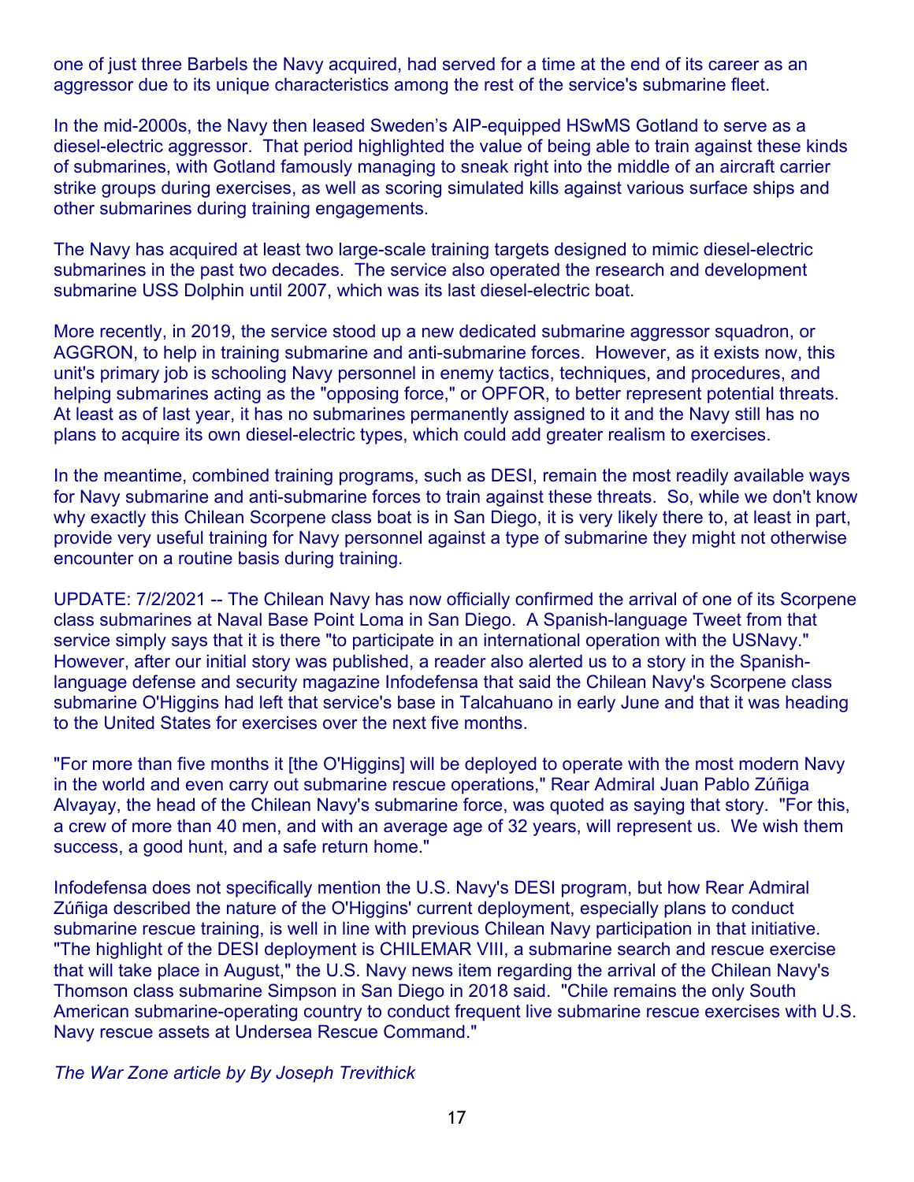one of just three Barbels the Navy acquired, had served for a time at the end of its career as an aggressor due to its unique characteristics among the rest of the service's submarine fleet.

In the mid-2000s, the Navy then leased Sweden's AIP-equipped HSwMS Gotland to serve as a diesel-electric aggressor. That period highlighted the value of being able to train against these kinds of submarines, with Gotland famously managing to sneak right into the middle of an aircraft carrier strike groups during exercises, as well as scoring simulated kills against various surface ships and other submarines during training engagements.

The Navy has acquired at least two large-scale training targets designed to mimic diesel-electric submarines in the past two decades. The service also operated the research and development submarine USS Dolphin until 2007, which was its last diesel-electric boat.

More recently, in 2019, the service stood up a new dedicated submarine aggressor squadron, or AGGRON, to help in training submarine and anti-submarine forces. However, as it exists now, this unit's primary job is schooling Navy personnel in enemy tactics, techniques, and procedures, and helping submarines acting as the "opposing force," or OPFOR, to better represent potential threats. At least as of last year, it has no submarines permanently assigned to it and the Navy still has no plans to acquire its own diesel-electric types, which could add greater realism to exercises.

In the meantime, combined training programs, such as DESI, remain the most readily available ways for Navy submarine and anti-submarine forces to train against these threats. So, while we don't know why exactly this Chilean Scorpene class boat is in San Diego, it is very likely there to, at least in part, provide very useful training for Navy personnel against a type of submarine they might not otherwise encounter on a routine basis during training.

UPDATE: 7/2/2021 -- The Chilean Navy has now officially confirmed the arrival of one of its Scorpene class submarines at Naval Base Point Loma in San Diego. A Spanish-language Tweet from that service simply says that it is there "to participate in an international operation with the USNavy." However, after our initial story was published, a reader also alerted us to a story in the Spanish-language defense and security magazine Infodefensa that said the Chilean Navy's Scorpene class submarine O'Higgins had left that service's base in Talcahuano in early June and that it was heading to the United States for exercises over the next five months.

"For more than five months it [the O'Higgins] will be deployed to operate with the most modern Navy in the world and even carry out submarine rescue operations," Rear Admiral Juan Pablo Zúñiga Alvayay, the head of the Chilean Navy's submarine force, was quoted as saying that story. "For this, a crew of more than 40 men, and with an average age of 32 years, will represent us. We wish them success, a good hunt, and a safe return home."

Infodefensa does not specifically mention the U.S. Navy's DESI program, but how Rear Admiral Zúñiga described the nature of the O'Higgins' current deployment, especially plans to conduct submarine rescue training, is well in line with previous Chilean Navy participation in that initiative. "The highlight of the DESI deployment is CHILEMAR VIII, a submarine search and rescue exercise that will take place in August," the U.S. Navy news item regarding the arrival of the Chilean Navy's Thomson class submarine Simpson in San Diego in 2018 said. "Chile remains the only South American submarine-operating country to conduct frequent live submarine rescue exercises with U.S. Navy rescue assets at Undersea Rescue Command."

*The War Zone article by By Joseph Trevithick*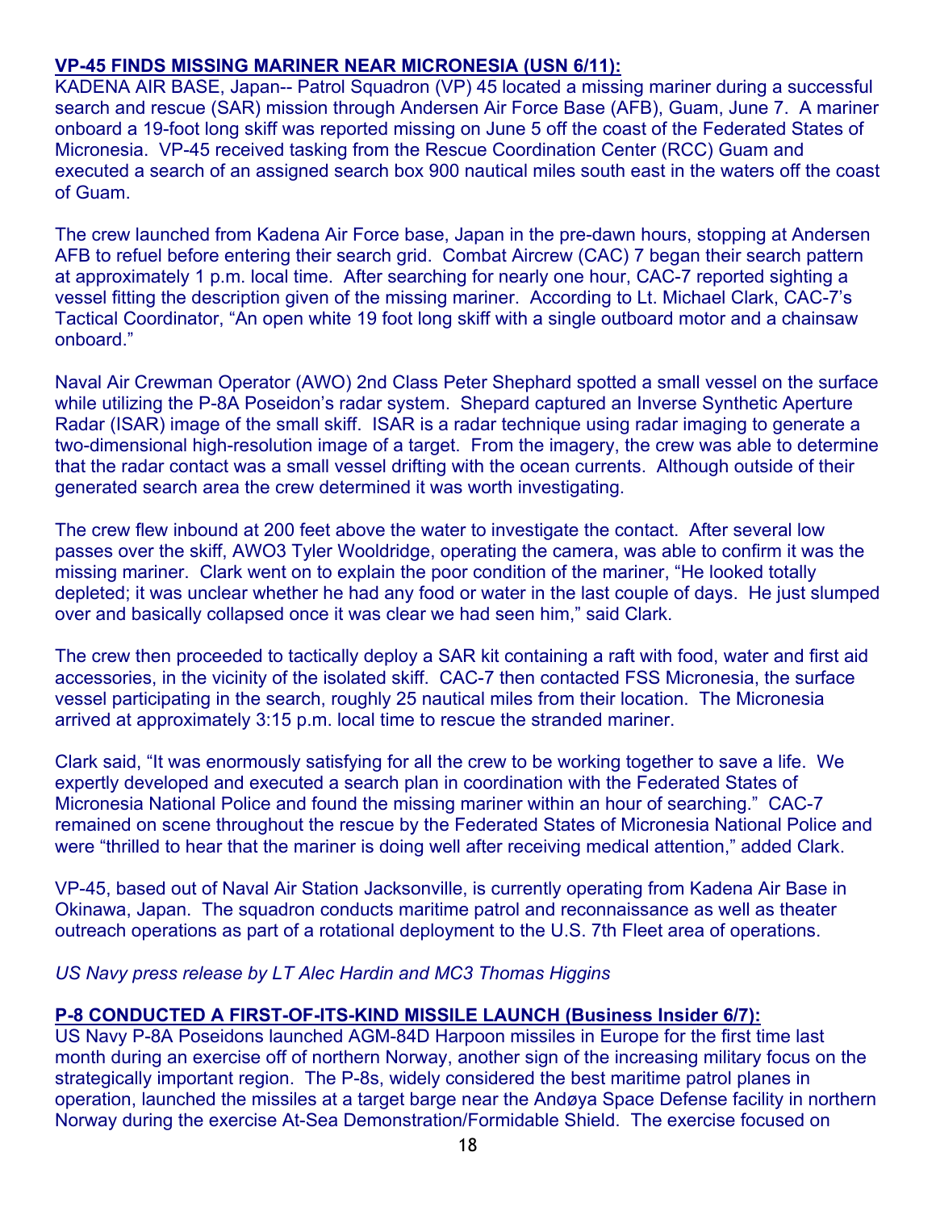**VP-45 FINDS MISSING MARINER NEAR MICRONESIA (USN 6/11):**

KADENA AIR BASE, Japan-- Patrol Squadron (VP) 45 located a missing mariner during a successful search and rescue (SAR) mission through Andersen Air Force Base (AFB), Guam, June 7. A mariner onboard a 19-foot long skiff was reported missing on June 5 off the coast of the Federated States of Micronesia. VP-45 received tasking from the Rescue Coordination Center (RCC) Guam and executed a search of an assigned search box 900 nautical miles south east in the waters off the coast of Guam.

The crew launched from Kadena Air Force base, Japan in the pre-dawn hours, stopping at Andersen AFB to refuel before entering their search grid. Combat Aircrew (CAC) 7 began their search pattern at approximately 1 p.m. local time. After searching for nearly one hour, CAC-7 reported sighting a vessel fitting the description given of the missing mariner. According to Lt. Michael Clark, CAC-7's Tactical Coordinator, "An open white 19 foot long skiff with a single outboard motor and a chainsaw onboard."

Naval Air Crewman Operator (AWO) 2nd Class Peter Shephard spotted a small vessel on the surface while utilizing the P-8A Poseidon's radar system. Shepard captured an Inverse Synthetic Aperture Radar (ISAR) image of the small skiff. ISAR is a radar technique using radar imaging to generate a two-dimensional high-resolution image of a target. From the imagery, the crew was able to determine that the radar contact was a small vessel drifting with the ocean currents. Although outside of their generated search area the crew determined it was worth investigating.

The crew flew inbound at 200 feet above the water to investigate the contact. After several low passes over the skiff, AWO3 Tyler Wooldridge, operating the camera, was able to confirm it was the missing mariner. Clark went on to explain the poor condition of the mariner, "He looked totally depleted; it was unclear whether he had any food or water in the last couple of days. He just slumped over and basically collapsed once it was clear we had seen him," said Clark.

The crew then proceeded to tactically deploy a SAR kit containing a raft with food, water and first aid accessories, in the vicinity of the isolated skiff. CAC-7 then contacted FSS Micronesia, the surface vessel participating in the search, roughly 25 nautical miles from their location. The Micronesia arrived at approximately 3:15 p.m. local time to rescue the stranded mariner.

Clark said, "It was enormously satisfying for all the crew to be working together to save a life. We expertly developed and executed a search plan in coordination with the Federated States of Micronesia National Police and found the missing mariner within an hour of searching." CAC-7 remained on scene throughout the rescue by the Federated States of Micronesia National Police and were "thrilled to hear that the mariner is doing well after receiving medical attention," added Clark.

VP-45, based out of Naval Air Station Jacksonville, is currently operating from Kadena Air Base in Okinawa, Japan. The squadron conducts maritime patrol and reconnaissance as well as theater outreach operations as part of a rotational deployment to the U.S. 7th Fleet area of operations.

*US Navy press release by LT Alec Hardin and MC3 Thomas Higgins*

**P-8 CONDUCTED A FIRST-OF-ITS-KIND MISSILE LAUNCH (Business Insider 6/7):**

US Navy P-8A Poseidons launched AGM-84D Harpoon missiles in Europe for the first time last month during an exercise off of northern Norway, another sign of the increasing military focus on the strategically important region. The P-8s, widely considered the best maritime patrol planes in operation, launched the missiles at a target barge near the Andøya Space Defense facility in northern Norway during the exercise At-Sea Demonstration/Formidable Shield. The exercise focused on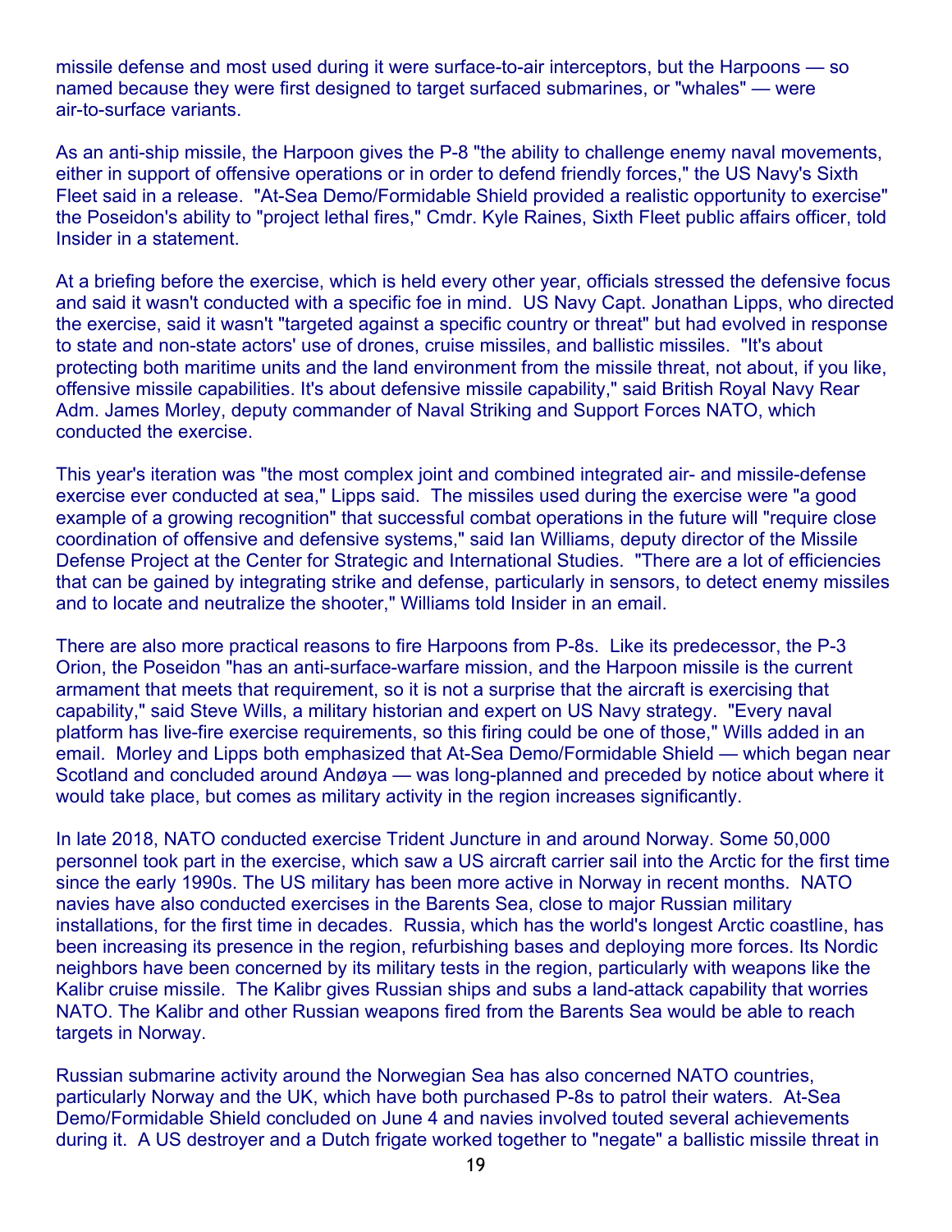missile defense and most used during it were surface-to-air interceptors, but the Harpoons — so named because they were first designed to target surfaced submarines, or "whales" — were air-to-surface variants.

As an anti-ship missile, the Harpoon gives the P-8 "the ability to challenge enemy naval movements, either in support of offensive operations or in order to defend friendly forces," the US Navy's Sixth Fleet said in a release. "At-Sea Demo/Formidable Shield provided a realistic opportunity to exercise" the Poseidon's ability to "project lethal fires," Cmdr. Kyle Raines, Sixth Fleet public affairs officer, told Insider in a statement.

At a briefing before the exercise, which is held every other year, officials stressed the defensive focus and said it wasn't conducted with a specific foe in mind. US Navy Capt. Jonathan Lipps, who directed the exercise, said it wasn't "targeted against a specific country or threat" but had evolved in response to state and non-state actors' use of drones, cruise missiles, and ballistic missiles. "It's about protecting both maritime units and the land environment from the missile threat, not about, if you like, offensive missile capabilities. It's about defensive missile capability," said British Royal Navy Rear Adm. James Morley, deputy commander of Naval Striking and Support Forces NATO, which conducted the exercise.

This year's iteration was "the most complex joint and combined integrated air- and missile-defense exercise ever conducted at sea," Lipps said. The missiles used during the exercise were "a good example of a growing recognition" that successful combat operations in the future will "require close coordination of offensive and defensive systems," said Ian Williams, deputy director of the Missile Defense Project at the Center for Strategic and International Studies. "There are a lot of efficiencies that can be gained by integrating strike and defense, particularly in sensors, to detect enemy missiles and to locate and neutralize the shooter," Williams told Insider in an email.

There are also more practical reasons to fire Harpoons from P-8s. Like its predecessor, the P-3 Orion, the Poseidon "has an anti-surface-warfare mission, and the Harpoon missile is the current armament that meets that requirement, so it is not a surprise that the aircraft is exercising that capability," said Steve Wills, a military historian and expert on US Navy strategy. "Every naval platform has live-fire exercise requirements, so this firing could be one of those," Wills added in an email. Morley and Lipps both emphasized that At-Sea Demo/Formidable Shield — which began near Scotland and concluded around Andøya — was long-planned and preceded by notice about where it would take place, but comes as military activity in the region increases significantly.

In late 2018, NATO conducted exercise Trident Juncture in and around Norway. Some 50,000 personnel took part in the exercise, which saw a US aircraft carrier sail into the Arctic for the first time since the early 1990s. The US military has been more active in Norway in recent months. NATO navies have also conducted exercises in the Barents Sea, close to major Russian military installations, for the first time in decades. Russia, which has the world's longest Arctic coastline, has been increasing its presence in the region, refurbishing bases and deploying more forces. Its Nordic neighbors have been concerned by its military tests in the region, particularly with weapons like the Kalibr cruise missile. The Kalibr gives Russian ships and subs a land-attack capability that worries NATO. The Kalibr and other Russian weapons fired from the Barents Sea would be able to reach targets in Norway.

Russian submarine activity around the Norwegian Sea has also concerned NATO countries, particularly Norway and the UK, which have both purchased P-8s to patrol their waters. At-Sea Demo/Formidable Shield concluded on June 4 and navies involved touted several achievements during it. A US destroyer and a Dutch frigate worked together to "negate" a ballistic missile threat in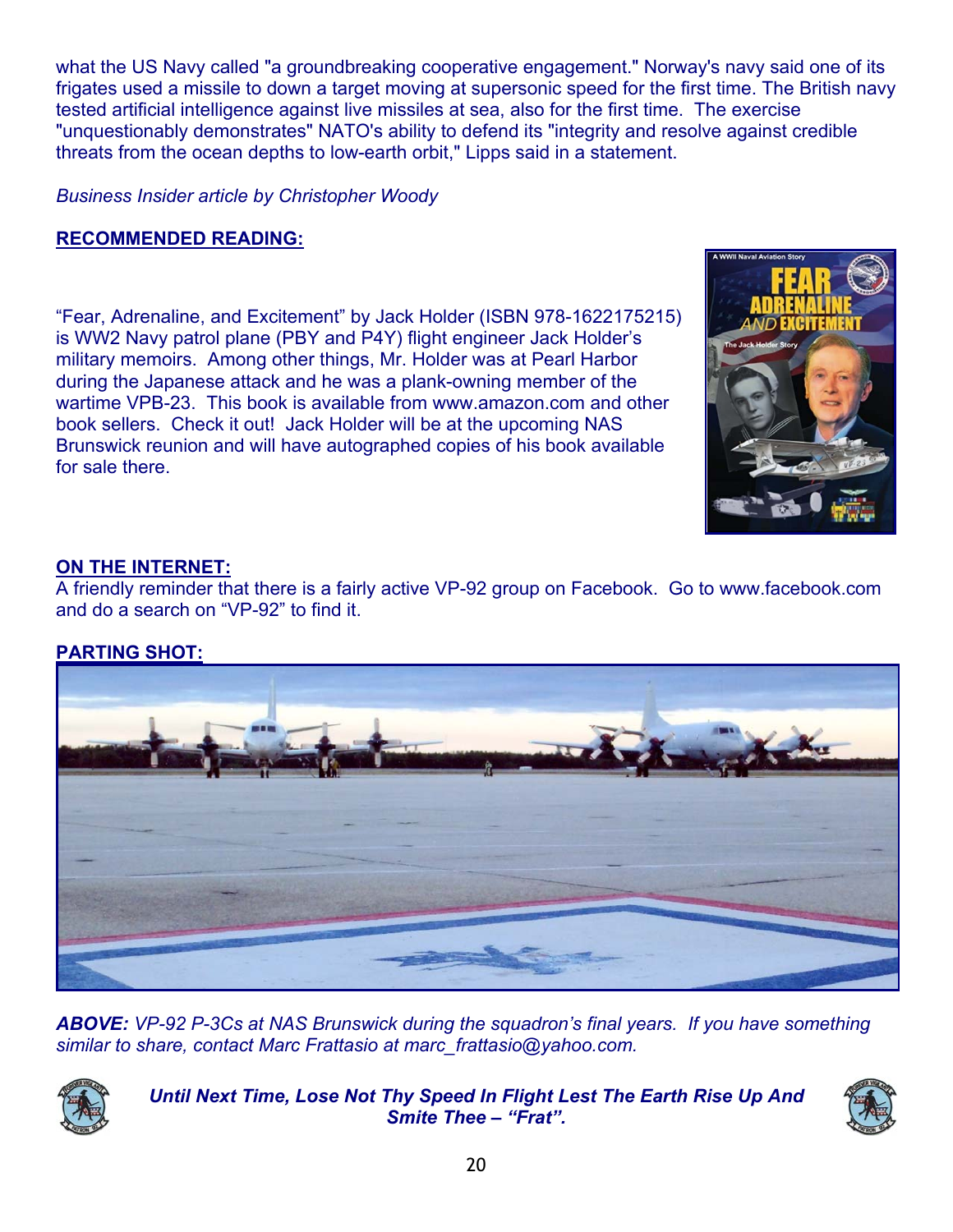what the US Navy called "a groundbreaking cooperative engagement." Norway's navy said one of its frigates used a missile to down a target moving at supersonic speed for the first time. The British navy tested artificial intelligence against live missiles at sea, also for the first time. The exercise "unquestionably demonstrates" NATO's ability to defend its "integrity and resolve against credible threats from the ocean depths to low-earth orbit," Lipps said in a statement.

*Business Insider article by Christopher Woody*

**RECOMMENDED READING:**

"Fear, Adrenaline, and Excitement" by Jack Holder (ISBN 978-1622175215) is WW2 Navy patrol plane (PBY and P4Y) flight engineer Jack Holder's military memoirs. Among other things, Mr. Holder was at Pearl Harbor during the Japanese attack and he was a plank-owning member of the wartime VPB-23. This book is available from www.amazon.com and other book sellers. Check it out! Jack Holder will be at the upcoming NAS Brunswick reunion and will have autographed copies of his book available for sale there.

**ON THE INTERNET:**

A friendly reminder that there is a fairly active VP-92 group on Facebook. Go to www.facebook.com and do a search on "VP-92" to find it.

**PARTING SHOT:**

***ABOVE:*** *VP-92 P-3Cs at NAS Brunswick during the squadron's final years. If you have something similar to share, contact Marc Frattasio at marc_frattasio@yahoo.com.*

***Until Next Time, Lose Not Thy Speed In Flight Lest The Earth Rise Up And Smite Thee – "Frat".***